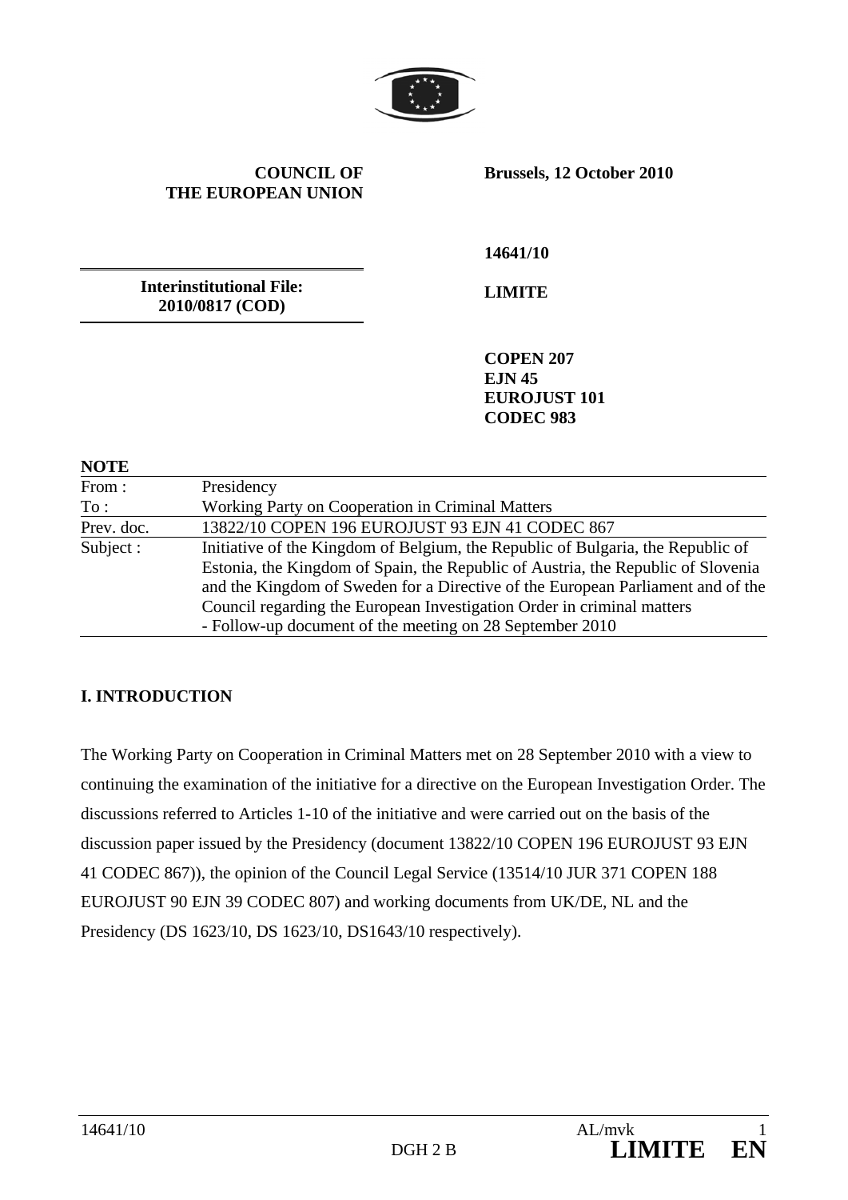**COUNCIL OF THE EUROPEAN UNION**

**Brussels, 12 October 2010**

**14641/10**

**Interinstitutional File: 2010/0817 (COD)**

**LIMITE**

**COPEN 207**
**EJN 45**
**EUROJUST 101**
**CODEC 983**

**NOTE**

| | |
|---|---|
| From : | Presidency |
| To : | Working Party on Cooperation in Criminal Matters |
| Prev. doc. | 13822/10 COPEN 196 EUROJUST 93 EJN 41 CODEC 867 |
| Subject : | Initiative of the Kingdom of Belgium, the Republic of Bulgaria, the Republic of Estonia, the Kingdom of Spain, the Republic of Austria, the Republic of Slovenia and the Kingdom of Sweden for a Directive of the European Parliament and of the Council regarding the European Investigation Order in criminal matters<br>- Follow-up document of the meeting on 28 September 2010 |

## I. INTRODUCTION

The Working Party on Cooperation in Criminal Matters met on 28 September 2010 with a view to continuing the examination of the initiative for a directive on the European Investigation Order. The discussions referred to Articles 1-10 of the initiative and were carried out on the basis of the discussion paper issued by the Presidency (document 13822/10 COPEN 196 EUROJUST 93 EJN 41 CODEC 867)), the opinion of the Council Legal Service (13514/10 JUR 371 COPEN 188 EUROJUST 90 EJN 39 CODEC 807) and working documents from UK/DE, NL and the Presidency (DS 1623/10, DS 1623/10, DS1643/10 respectively).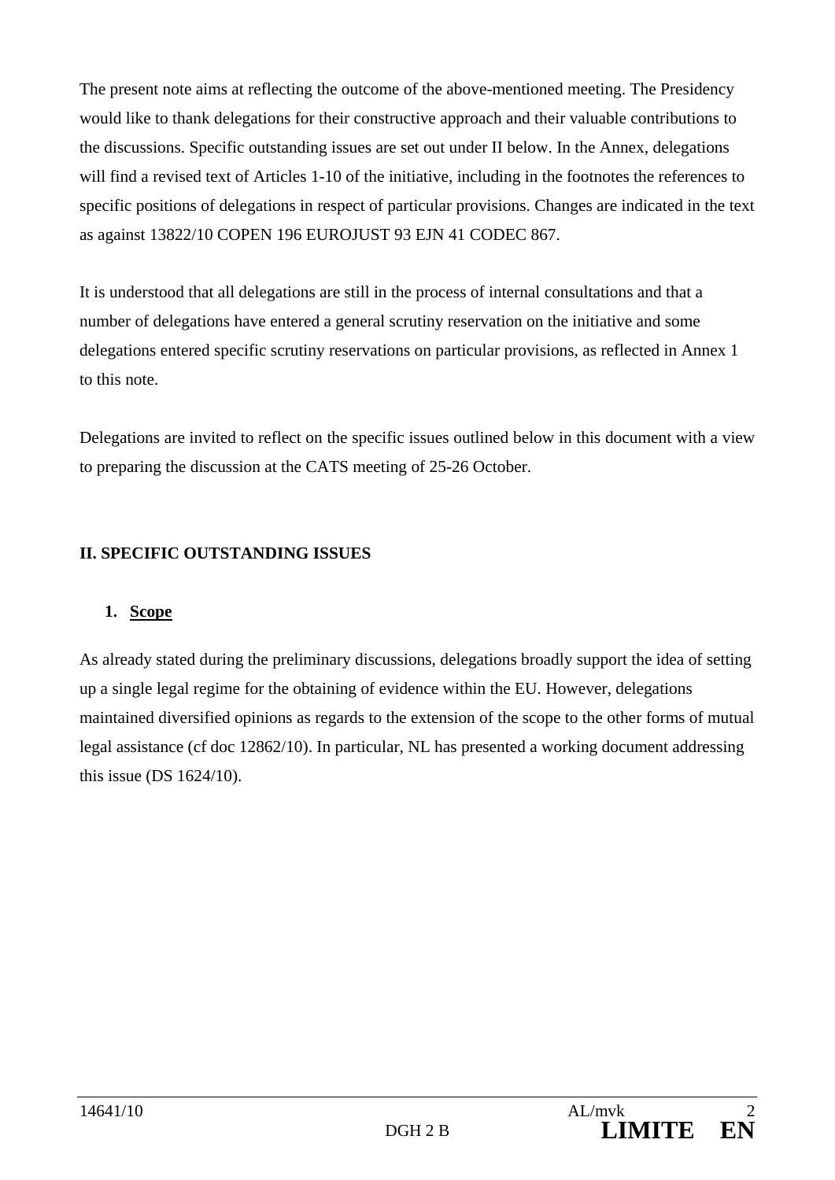The present note aims at reflecting the outcome of the above-mentioned meeting. The Presidency would like to thank delegations for their constructive approach and their valuable contributions to the discussions. Specific outstanding issues are set out under II below. In the Annex, delegations will find a revised text of Articles 1-10 of the initiative, including in the footnotes the references to specific positions of delegations in respect of particular provisions. Changes are indicated in the text as against 13822/10 COPEN 196 EUROJUST 93 EJN 41 CODEC 867.

It is understood that all delegations are still in the process of internal consultations and that a number of delegations have entered a general scrutiny reservation on the initiative and some delegations entered specific scrutiny reservations on particular provisions, as reflected in Annex 1 to this note.

Delegations are invited to reflect on the specific issues outlined below in this document with a view to preparing the discussion at the CATS meeting of 25-26 October.

## II. SPECIFIC OUTSTANDING ISSUES

### 1. Scope

As already stated during the preliminary discussions, delegations broadly support the idea of setting up a single legal regime for the obtaining of evidence within the EU. However, delegations maintained diversified opinions as regards to the extension of the scope to the other forms of mutual legal assistance (cf doc 12862/10). In particular, NL has presented a working document addressing this issue (DS 1624/10).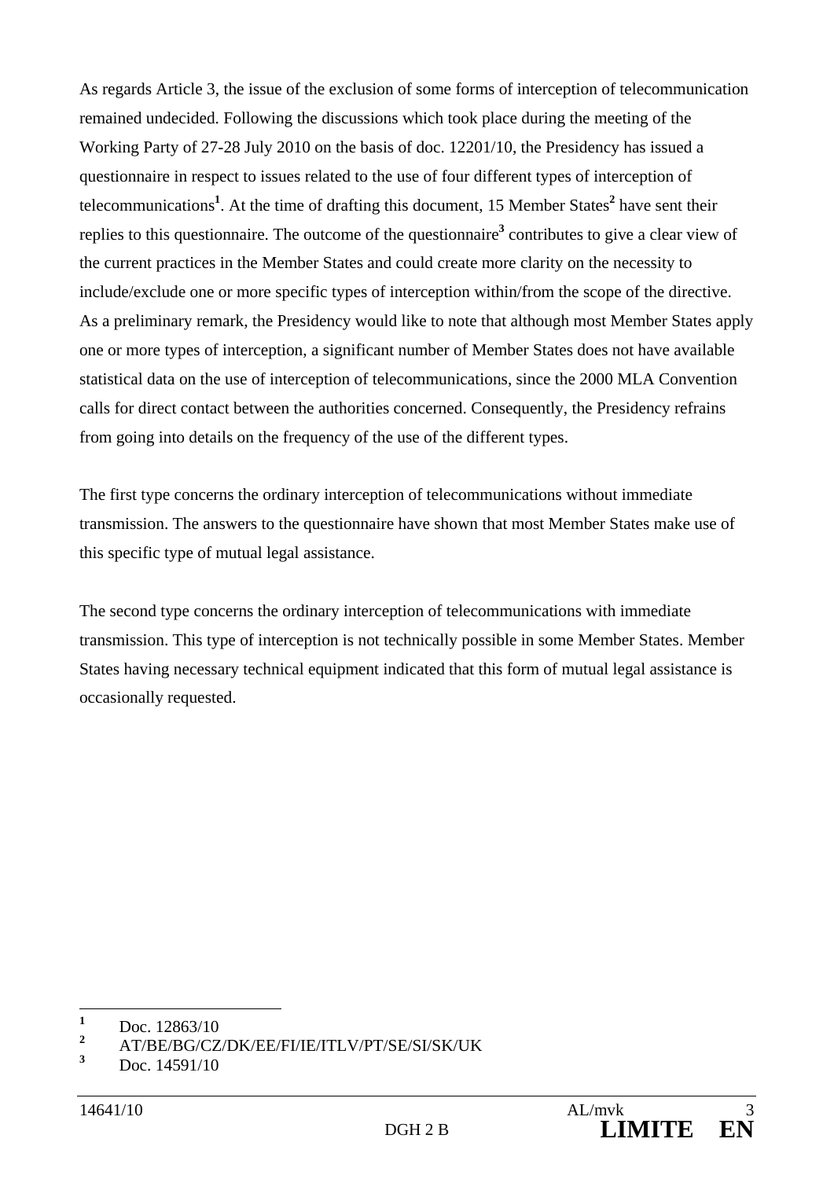As regards Article 3, the issue of the exclusion of some forms of interception of telecommunication remained undecided. Following the discussions which took place during the meeting of the Working Party of 27-28 July 2010 on the basis of doc. 12201/10, the Presidency has issued a questionnaire in respect to issues related to the use of four different types of interception of telecommunications[1]. At the time of drafting this document, 15 Member States[2] have sent their replies to this questionnaire. The outcome of the questionnaire[3] contributes to give a clear view of the current practices in the Member States and could create more clarity on the necessity to include/exclude one or more specific types of interception within/from the scope of the directive. As a preliminary remark, the Presidency would like to note that although most Member States apply one or more types of interception, a significant number of Member States does not have available statistical data on the use of interception of telecommunications, since the 2000 MLA Convention calls for direct contact between the authorities concerned. Consequently, the Presidency refrains from going into details on the frequency of the use of the different types.

The first type concerns the ordinary interception of telecommunications without immediate transmission. The answers to the questionnaire have shown that most Member States make use of this specific type of mutual legal assistance.

The second type concerns the ordinary interception of telecommunications with immediate transmission. This type of interception is not technically possible in some Member States. Member States having necessary technical equipment indicated that this form of mutual legal assistance is occasionally requested.

---

[1] Doc. 12863/10

[2] AT/BE/BG/CZ/DK/EE/FI/IE/ITLV/PT/SE/SI/SK/UK

[3] Doc. 14591/10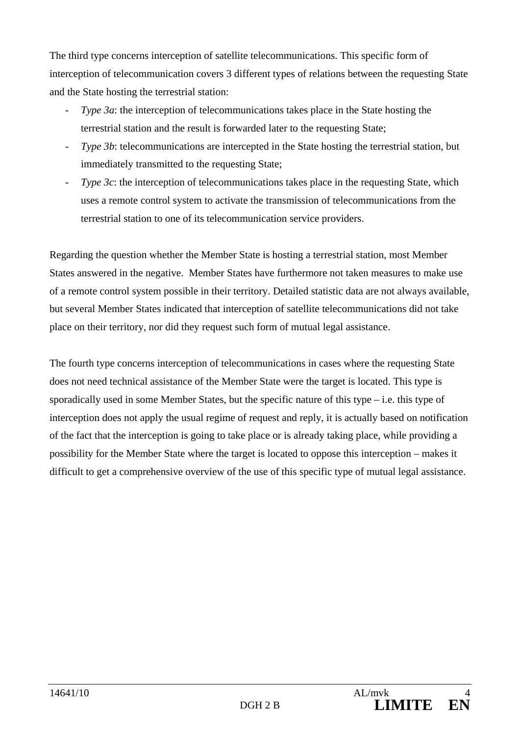The third type concerns interception of satellite telecommunications. This specific form of interception of telecommunication covers 3 different types of relations between the requesting State and the State hosting the terrestrial station:

- *Type 3a*: the interception of telecommunications takes place in the State hosting the terrestrial station and the result is forwarded later to the requesting State;
- *Type 3b*: telecommunications are intercepted in the State hosting the terrestrial station, but immediately transmitted to the requesting State;
- *Type 3c*: the interception of telecommunications takes place in the requesting State, which uses a remote control system to activate the transmission of telecommunications from the terrestrial station to one of its telecommunication service providers.

Regarding the question whether the Member State is hosting a terrestrial station, most Member States answered in the negative. Member States have furthermore not taken measures to make use of a remote control system possible in their territory. Detailed statistic data are not always available, but several Member States indicated that interception of satellite telecommunications did not take place on their territory, nor did they request such form of mutual legal assistance.

The fourth type concerns interception of telecommunications in cases where the requesting State does not need technical assistance of the Member State were the target is located. This type is sporadically used in some Member States, but the specific nature of this type – i.e. this type of interception does not apply the usual regime of request and reply, it is actually based on notification of the fact that the interception is going to take place or is already taking place, while providing a possibility for the Member State where the target is located to oppose this interception – makes it difficult to get a comprehensive overview of the use of this specific type of mutual legal assistance.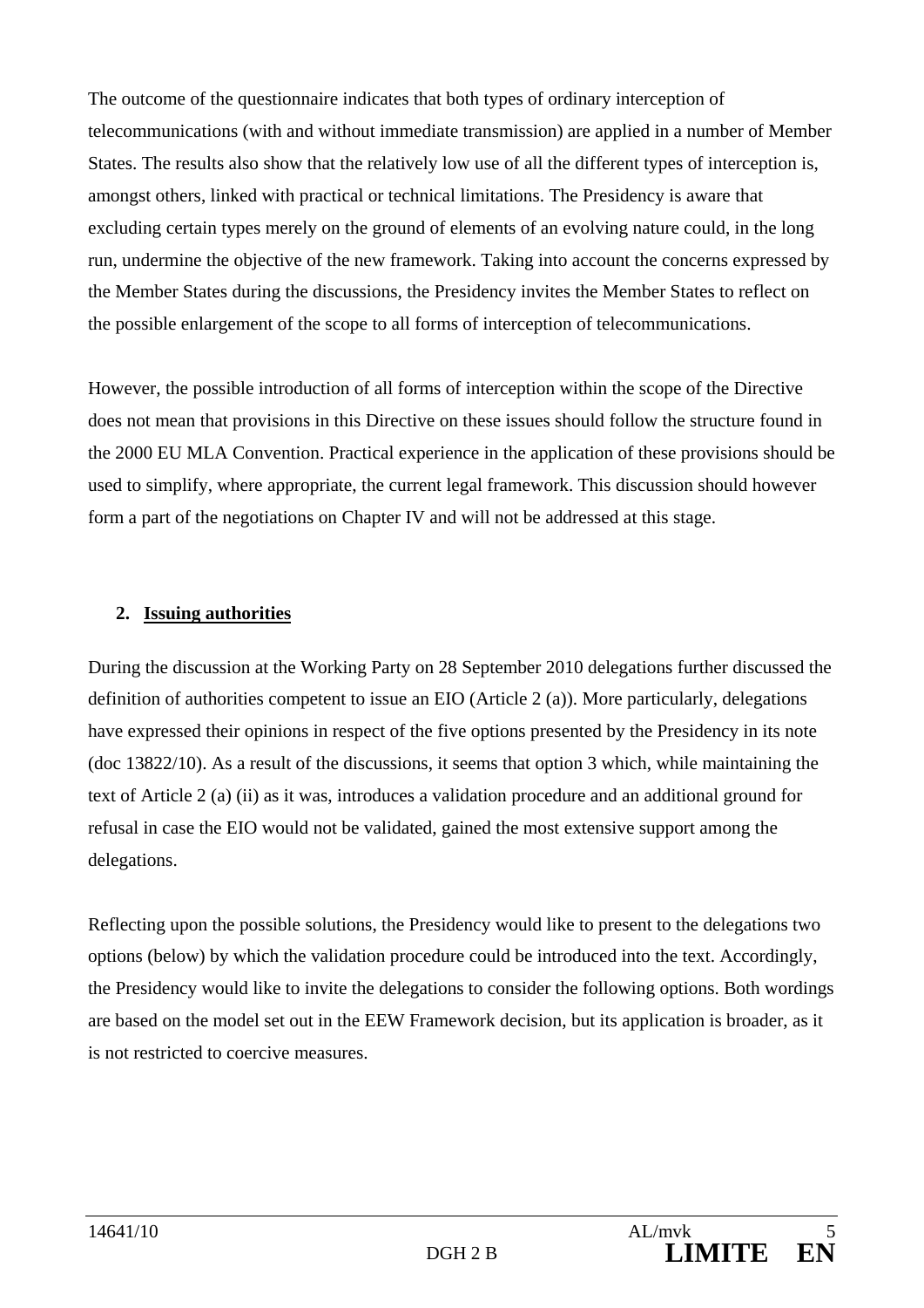The outcome of the questionnaire indicates that both types of ordinary interception of telecommunications (with and without immediate transmission) are applied in a number of Member States. The results also show that the relatively low use of all the different types of interception is, amongst others, linked with practical or technical limitations. The Presidency is aware that excluding certain types merely on the ground of elements of an evolving nature could, in the long run, undermine the objective of the new framework. Taking into account the concerns expressed by the Member States during the discussions, the Presidency invites the Member States to reflect on the possible enlargement of the scope to all forms of interception of telecommunications.

However, the possible introduction of all forms of interception within the scope of the Directive does not mean that provisions in this Directive on these issues should follow the structure found in the 2000 EU MLA Convention. Practical experience in the application of these provisions should be used to simplify, where appropriate, the current legal framework. This discussion should however form a part of the negotiations on Chapter IV and will not be addressed at this stage.

## 2. Issuing authorities

During the discussion at the Working Party on 28 September 2010 delegations further discussed the definition of authorities competent to issue an EIO (Article 2 (a)). More particularly, delegations have expressed their opinions in respect of the five options presented by the Presidency in its note (doc 13822/10). As a result of the discussions, it seems that option 3 which, while maintaining the text of Article 2 (a) (ii) as it was, introduces a validation procedure and an additional ground for refusal in case the EIO would not be validated, gained the most extensive support among the delegations.

Reflecting upon the possible solutions, the Presidency would like to present to the delegations two options (below) by which the validation procedure could be introduced into the text. Accordingly, the Presidency would like to invite the delegations to consider the following options. Both wordings are based on the model set out in the EEW Framework decision, but its application is broader, as it is not restricted to coercive measures.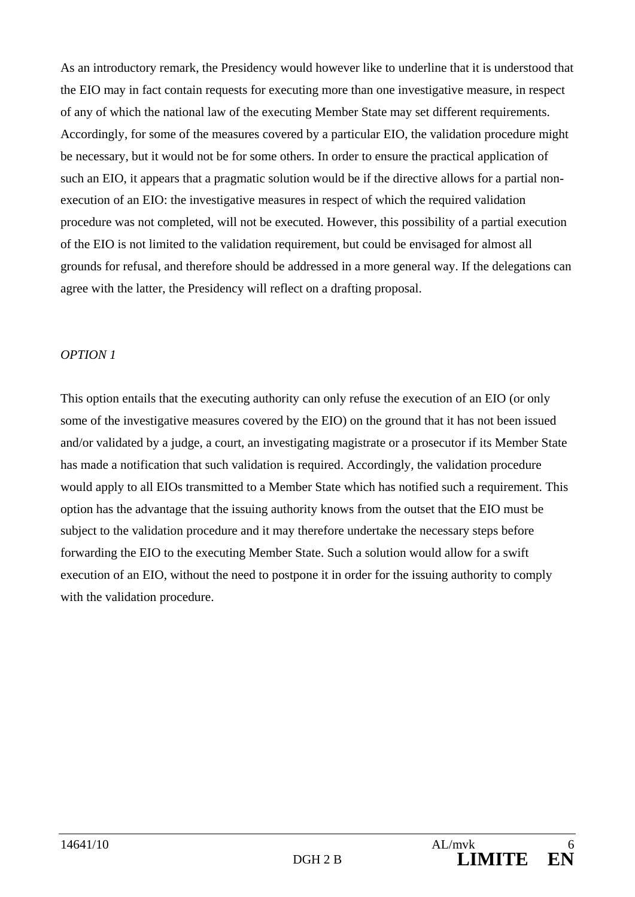As an introductory remark, the Presidency would however like to underline that it is understood that the EIO may in fact contain requests for executing more than one investigative measure, in respect of any of which the national law of the executing Member State may set different requirements. Accordingly, for some of the measures covered by a particular EIO, the validation procedure might be necessary, but it would not be for some others. In order to ensure the practical application of such an EIO, it appears that a pragmatic solution would be if the directive allows for a partial non-execution of an EIO: the investigative measures in respect of which the required validation procedure was not completed, will not be executed. However, this possibility of a partial execution of the EIO is not limited to the validation requirement, but could be envisaged for almost all grounds for refusal, and therefore should be addressed in a more general way. If the delegations can agree with the latter, the Presidency will reflect on a drafting proposal.

*OPTION 1*

This option entails that the executing authority can only refuse the execution of an EIO (or only some of the investigative measures covered by the EIO) on the ground that it has not been issued and/or validated by a judge, a court, an investigating magistrate or a prosecutor if its Member State has made a notification that such validation is required. Accordingly, the validation procedure would apply to all EIOs transmitted to a Member State which has notified such a requirement. This option has the advantage that the issuing authority knows from the outset that the EIO must be subject to the validation procedure and it may therefore undertake the necessary steps before forwarding the EIO to the executing Member State. Such a solution would allow for a swift execution of an EIO, without the need to postpone it in order for the issuing authority to comply with the validation procedure.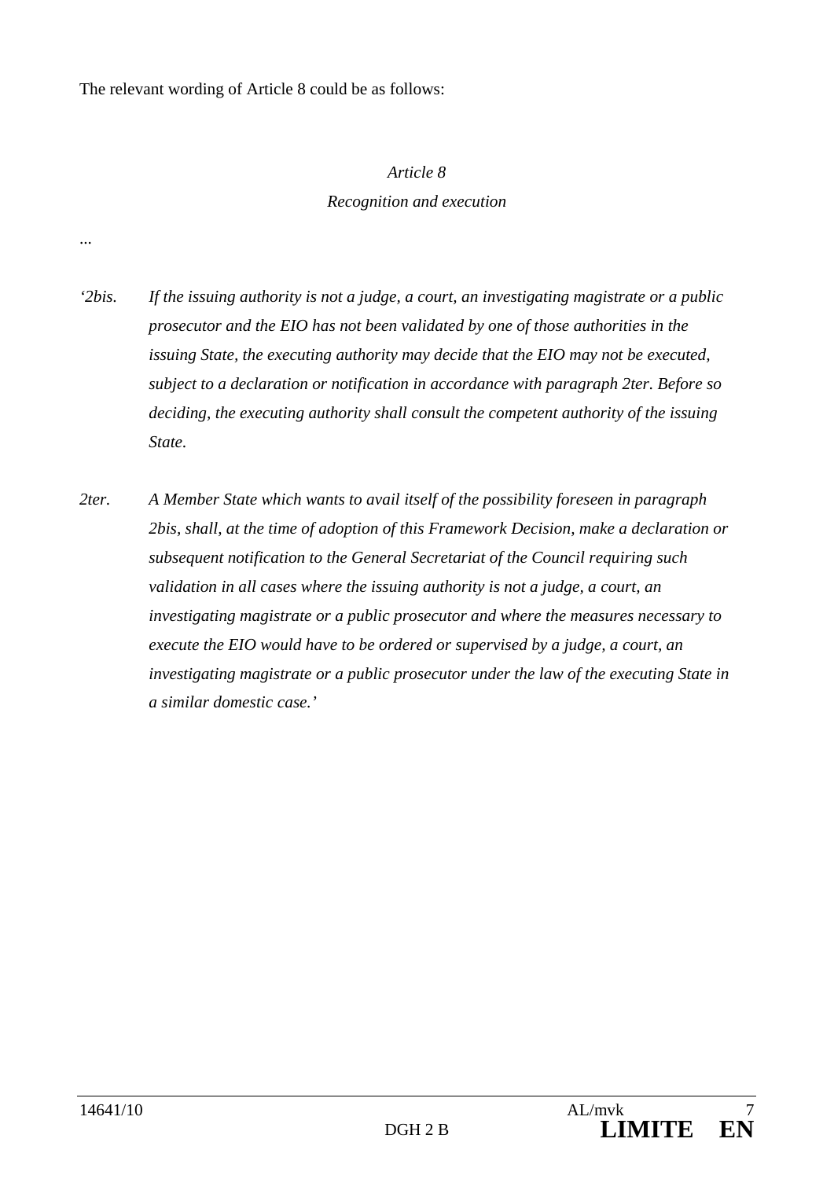The relevant wording of Article 8 could be as follows:

*Article 8*

*Recognition and execution*

...

*'2bis. If the issuing authority is not a judge, a court, an investigating magistrate or a public prosecutor and the EIO has not been validated by one of those authorities in the issuing State, the executing authority may decide that the EIO may not be executed, subject to a declaration or notification in accordance with paragraph 2ter. Before so deciding, the executing authority shall consult the competent authority of the issuing State.*

*2ter. A Member State which wants to avail itself of the possibility foreseen in paragraph 2bis, shall, at the time of adoption of this Framework Decision, make a declaration or subsequent notification to the General Secretariat of the Council requiring such validation in all cases where the issuing authority is not a judge, a court, an investigating magistrate or a public prosecutor and where the measures necessary to execute the EIO would have to be ordered or supervised by a judge, a court, an investigating magistrate or a public prosecutor under the law of the executing State in a similar domestic case.'*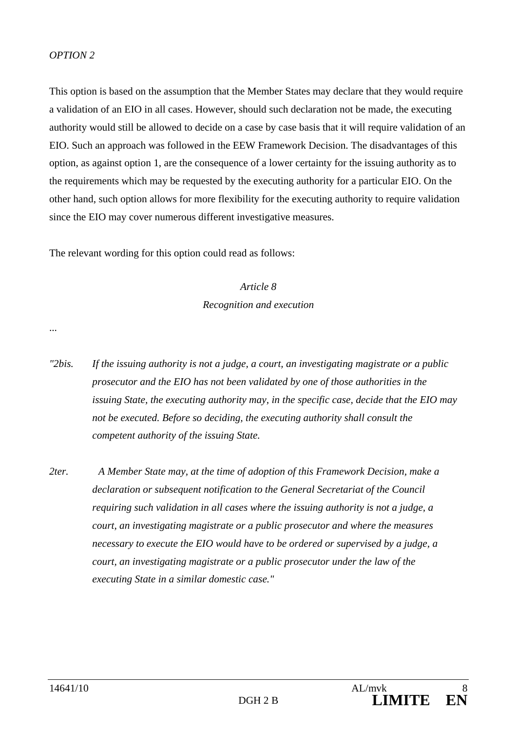*OPTION 2*

This option is based on the assumption that the Member States may declare that they would require a validation of an EIO in all cases. However, should such declaration not be made, the executing authority would still be allowed to decide on a case by case basis that it will require validation of an EIO. Such an approach was followed in the EEW Framework Decision. The disadvantages of this option, as against option 1, are the consequence of a lower certainty for the issuing authority as to the requirements which may be requested by the executing authority for a particular EIO. On the other hand, such option allows for more flexibility for the executing authority to require validation since the EIO may cover numerous different investigative measures.

The relevant wording for this option could read as follows:

*Article 8*

*Recognition and execution*

...

*"2bis. If the issuing authority is not a judge, a court, an investigating magistrate or a public prosecutor and the EIO has not been validated by one of those authorities in the issuing State, the executing authority may, in the specific case, decide that the EIO may not be executed. Before so deciding, the executing authority shall consult the competent authority of the issuing State.*

*2ter. A Member State may, at the time of adoption of this Framework Decision, make a declaration or subsequent notification to the General Secretariat of the Council requiring such validation in all cases where the issuing authority is not a judge, a court, an investigating magistrate or a public prosecutor and where the measures necessary to execute the EIO would have to be ordered or supervised by a judge, a court, an investigating magistrate or a public prosecutor under the law of the executing State in a similar domestic case."*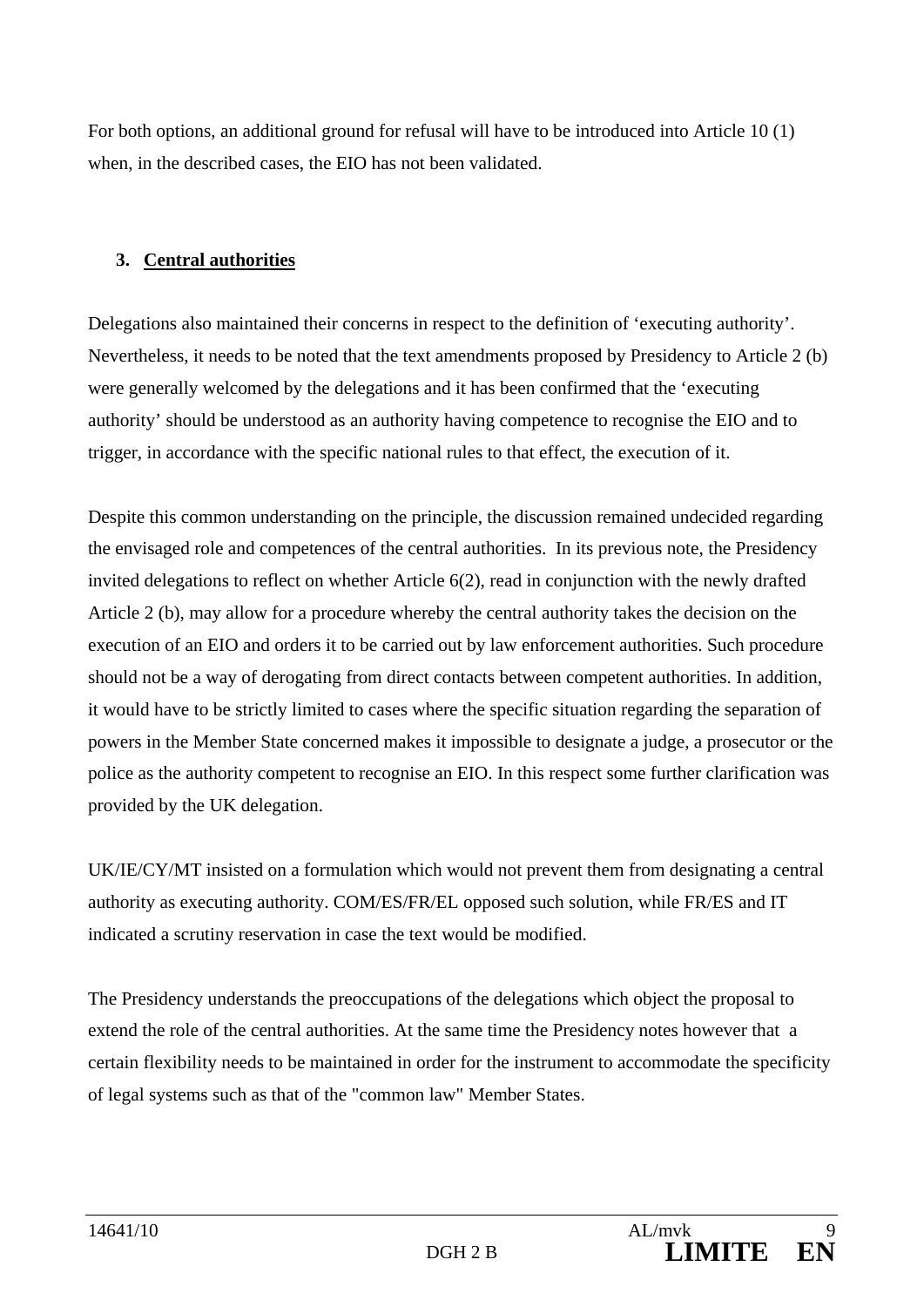For both options, an additional ground for refusal will have to be introduced into Article 10 (1) when, in the described cases, the EIO has not been validated.

## 3. Central authorities

Delegations also maintained their concerns in respect to the definition of 'executing authority'. Nevertheless, it needs to be noted that the text amendments proposed by Presidency to Article 2 (b) were generally welcomed by the delegations and it has been confirmed that the 'executing authority' should be understood as an authority having competence to recognise the EIO and to trigger, in accordance with the specific national rules to that effect, the execution of it.

Despite this common understanding on the principle, the discussion remained undecided regarding the envisaged role and competences of the central authorities. In its previous note, the Presidency invited delegations to reflect on whether Article 6(2), read in conjunction with the newly drafted Article 2 (b), may allow for a procedure whereby the central authority takes the decision on the execution of an EIO and orders it to be carried out by law enforcement authorities. Such procedure should not be a way of derogating from direct contacts between competent authorities. In addition, it would have to be strictly limited to cases where the specific situation regarding the separation of powers in the Member State concerned makes it impossible to designate a judge, a prosecutor or the police as the authority competent to recognise an EIO. In this respect some further clarification was provided by the UK delegation.

UK/IE/CY/MT insisted on a formulation which would not prevent them from designating a central authority as executing authority. COM/ES/FR/EL opposed such solution, while FR/ES and IT indicated a scrutiny reservation in case the text would be modified.

The Presidency understands the preoccupations of the delegations which object the proposal to extend the role of the central authorities. At the same time the Presidency notes however that a certain flexibility needs to be maintained in order for the instrument to accommodate the specificity of legal systems such as that of the "common law" Member States.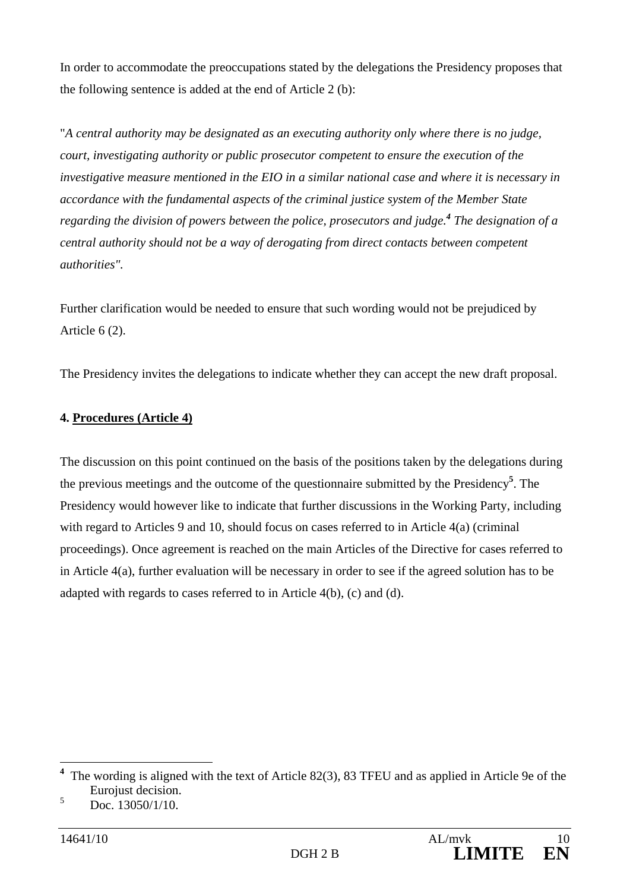In order to accommodate the preoccupations stated by the delegations the Presidency proposes that the following sentence is added at the end of Article 2 (b):

"*A central authority may be designated as an executing authority only where there is no judge, court, investigating authority or public prosecutor competent to ensure the execution of the investigative measure mentioned in the EIO in a similar national case and where it is necessary in accordance with the fundamental aspects of the criminal justice system of the Member State regarding the division of powers between the police, prosecutors and judge.*[4] *The designation of a central authority should not be a way of derogating from direct contacts between competent authorities*".

Further clarification would be needed to ensure that such wording would not be prejudiced by Article 6 (2).

The Presidency invites the delegations to indicate whether they can accept the new draft proposal.

**4. <u>Procedures (Article 4)</u>**

The discussion on this point continued on the basis of the positions taken by the delegations during the previous meetings and the outcome of the questionnaire submitted by the Presidency[5]. The Presidency would however like to indicate that further discussions in the Working Party, including with regard to Articles 9 and 10, should focus on cases referred to in Article 4(a) (criminal proceedings). Once agreement is reached on the main Articles of the Directive for cases referred to in Article 4(a), further evaluation will be necessary in order to see if the agreed solution has to be adapted with regards to cases referred to in Article 4(b), (c) and (d).

---

[4] The wording is aligned with the text of Article 82(3), 83 TFEU and as applied in Article 9e of the Eurojust decision.

[5] Doc. 13050/1/10.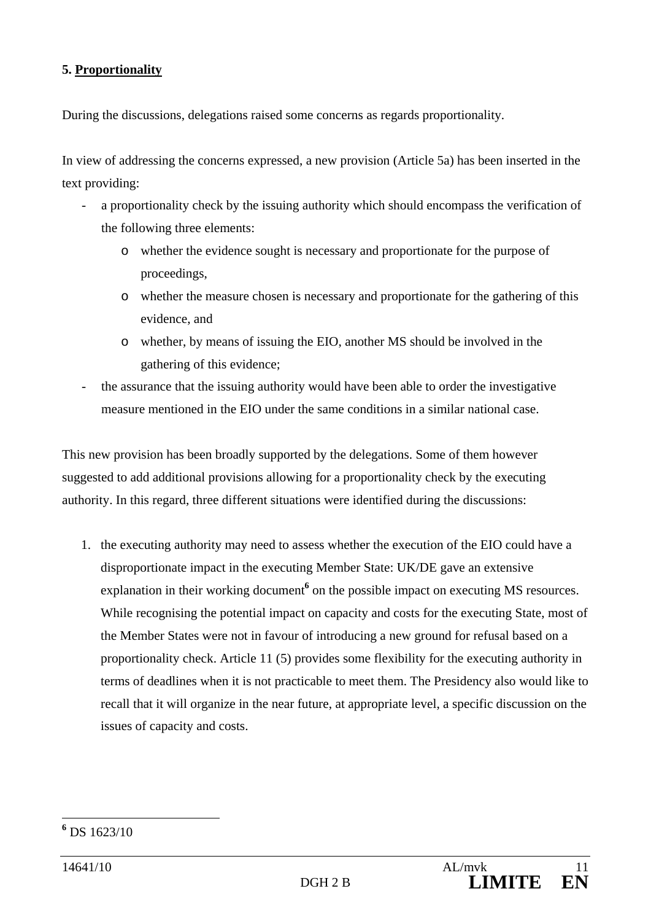## 5. Proportionality

During the discussions, delegations raised some concerns as regards proportionality.

In view of addressing the concerns expressed, a new provision (Article 5a) has been inserted in the text providing:

- a proportionality check by the issuing authority which should encompass the verification of the following three elements:
  - whether the evidence sought is necessary and proportionate for the purpose of proceedings,
  - whether the measure chosen is necessary and proportionate for the gathering of this evidence, and
  - whether, by means of issuing the EIO, another MS should be involved in the gathering of this evidence;
- the assurance that the issuing authority would have been able to order the investigative measure mentioned in the EIO under the same conditions in a similar national case.

This new provision has been broadly supported by the delegations. Some of them however suggested to add additional provisions allowing for a proportionality check by the executing authority. In this regard, three different situations were identified during the discussions:

1. the executing authority may need to assess whether the execution of the EIO could have a disproportionate impact in the executing Member State: UK/DE gave an extensive explanation in their working document[6] on the possible impact on executing MS resources. While recognising the potential impact on capacity and costs for the executing State, most of the Member States were not in favour of introducing a new ground for refusal based on a proportionality check. Article 11 (5) provides some flexibility for the executing authority in terms of deadlines when it is not practicable to meet them. The Presidency also would like to recall that it will organize in the near future, at appropriate level, a specific discussion on the issues of capacity and costs.

[6] DS 1623/10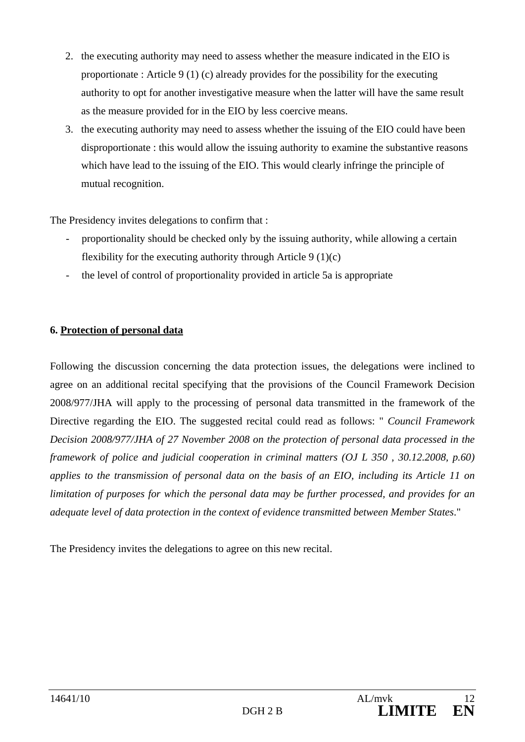2. the executing authority may need to assess whether the measure indicated in the EIO is proportionate : Article 9 (1) (c) already provides for the possibility for the executing authority to opt for another investigative measure when the latter will have the same result as the measure provided for in the EIO by less coercive means.
3. the executing authority may need to assess whether the issuing of the EIO could have been disproportionate : this would allow the issuing authority to examine the substantive reasons which have lead to the issuing of the EIO. This would clearly infringe the principle of mutual recognition.

The Presidency invites delegations to confirm that :

- proportionality should be checked only by the issuing authority, while allowing a certain flexibility for the executing authority through Article 9 (1)(c)
- the level of control of proportionality provided in article 5a is appropriate

**6. <u>Protection of personal data</u>**

Following the discussion concerning the data protection issues, the delegations were inclined to agree on an additional recital specifying that the provisions of the Council Framework Decision 2008/977/JHA will apply to the processing of personal data transmitted in the framework of the Directive regarding the EIO. The suggested recital could read as follows: " *Council Framework Decision 2008/977/JHA of 27 November 2008 on the protection of personal data processed in the framework of police and judicial cooperation in criminal matters (OJ L 350 , 30.12.2008, p.60) applies to the transmission of personal data on the basis of an EIO, including its Article 11 on limitation of purposes for which the personal data may be further processed, and provides for an adequate level of data protection in the context of evidence transmitted between Member States*."

The Presidency invites the delegations to agree on this new recital.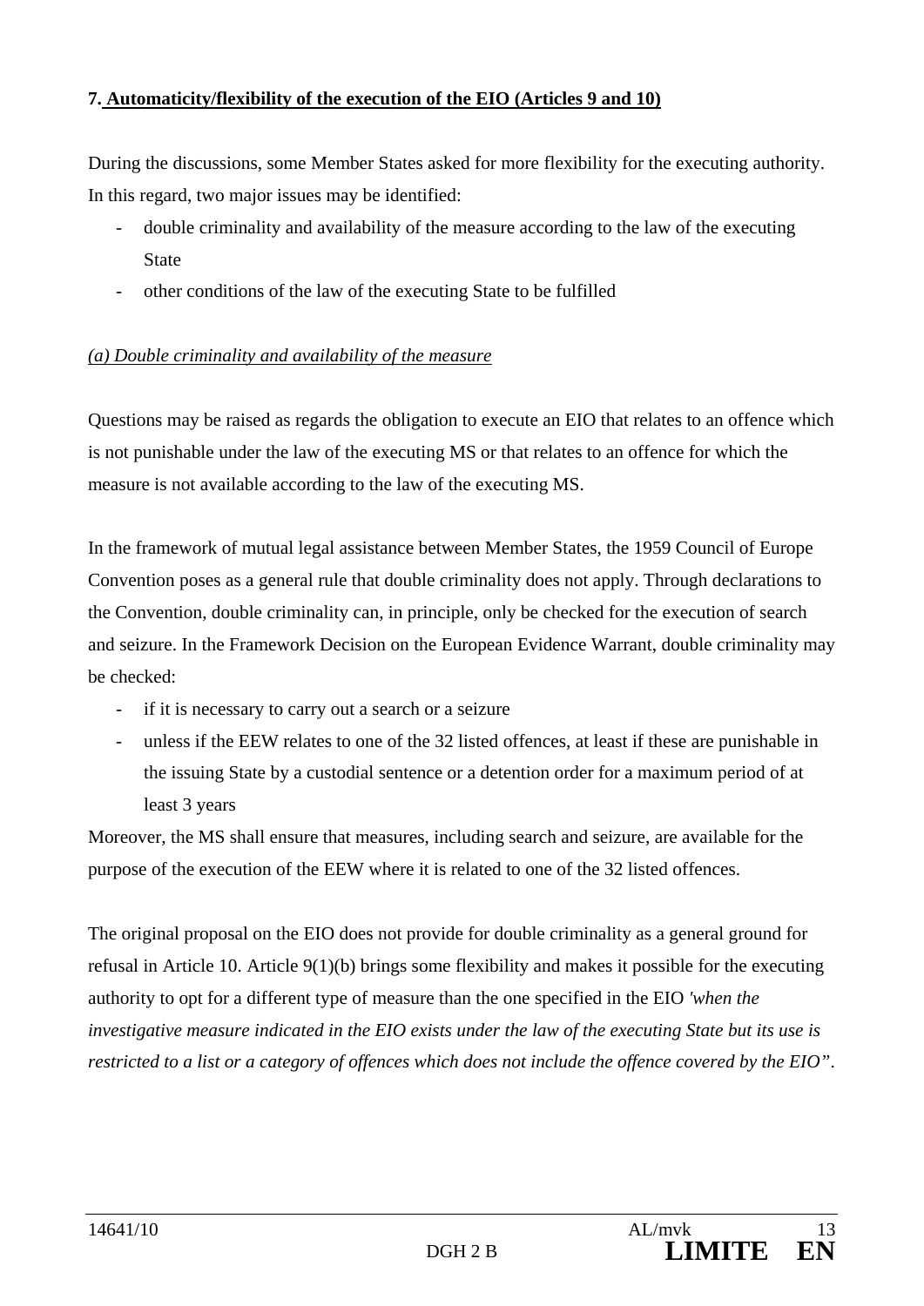**7. Automaticity/flexibility of the execution of the EIO (Articles 9 and 10)**

During the discussions, some Member States asked for more flexibility for the executing authority. In this regard, two major issues may be identified:

- double criminality and availability of the measure according to the law of the executing State
- other conditions of the law of the executing State to be fulfilled

*(a) Double criminality and availability of the measure*

Questions may be raised as regards the obligation to execute an EIO that relates to an offence which is not punishable under the law of the executing MS or that relates to an offence for which the measure is not available according to the law of the executing MS.

In the framework of mutual legal assistance between Member States, the 1959 Council of Europe Convention poses as a general rule that double criminality does not apply. Through declarations to the Convention, double criminality can, in principle, only be checked for the execution of search and seizure. In the Framework Decision on the European Evidence Warrant, double criminality may be checked:

- if it is necessary to carry out a search or a seizure
- unless if the EEW relates to one of the 32 listed offences, at least if these are punishable in the issuing State by a custodial sentence or a detention order for a maximum period of at least 3 years

Moreover, the MS shall ensure that measures, including search and seizure, are available for the purpose of the execution of the EEW where it is related to one of the 32 listed offences.

The original proposal on the EIO does not provide for double criminality as a general ground for refusal in Article 10. Article 9(1)(b) brings some flexibility and makes it possible for the executing authority to opt for a different type of measure than the one specified in the EIO *'when the investigative measure indicated in the EIO exists under the law of the executing State but its use is restricted to a list or a category of offences which does not include the offence covered by the EIO"*.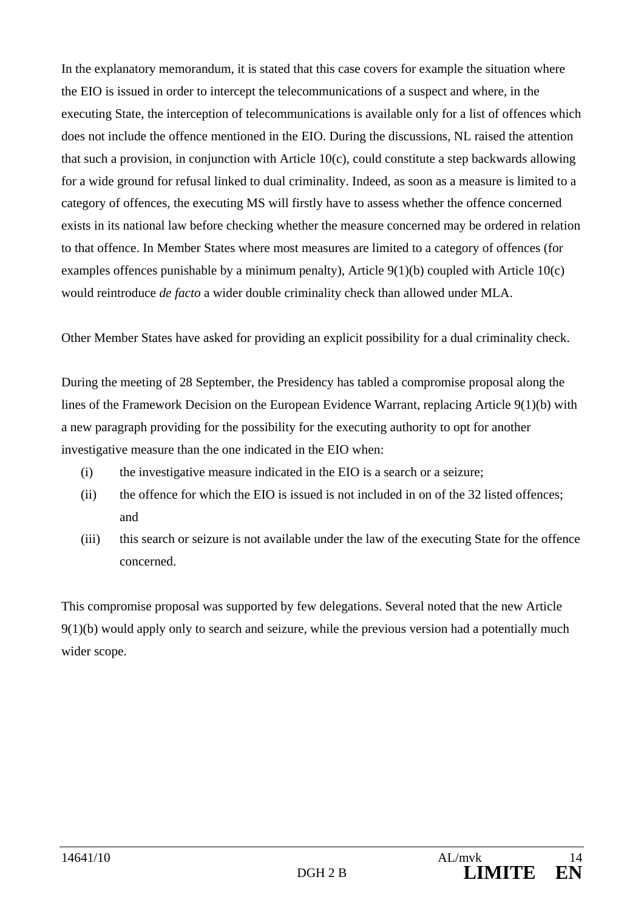In the explanatory memorandum, it is stated that this case covers for example the situation where the EIO is issued in order to intercept the telecommunications of a suspect and where, in the executing State, the interception of telecommunications is available only for a list of offences which does not include the offence mentioned in the EIO. During the discussions, NL raised the attention that such a provision, in conjunction with Article 10(c), could constitute a step backwards allowing for a wide ground for refusal linked to dual criminality. Indeed, as soon as a measure is limited to a category of offences, the executing MS will firstly have to assess whether the offence concerned exists in its national law before checking whether the measure concerned may be ordered in relation to that offence. In Member States where most measures are limited to a category of offences (for examples offences punishable by a minimum penalty), Article 9(1)(b) coupled with Article 10(c) would reintroduce *de facto* a wider double criminality check than allowed under MLA.

Other Member States have asked for providing an explicit possibility for a dual criminality check.

During the meeting of 28 September, the Presidency has tabled a compromise proposal along the lines of the Framework Decision on the European Evidence Warrant, replacing Article 9(1)(b) with a new paragraph providing for the possibility for the executing authority to opt for another investigative measure than the one indicated in the EIO when:

(i) the investigative measure indicated in the EIO is a search or a seizure;

(ii) the offence for which the EIO is issued is not included in on of the 32 listed offences; and

(iii) this search or seizure is not available under the law of the executing State for the offence concerned.

This compromise proposal was supported by few delegations. Several noted that the new Article 9(1)(b) would apply only to search and seizure, while the previous version had a potentially much wider scope.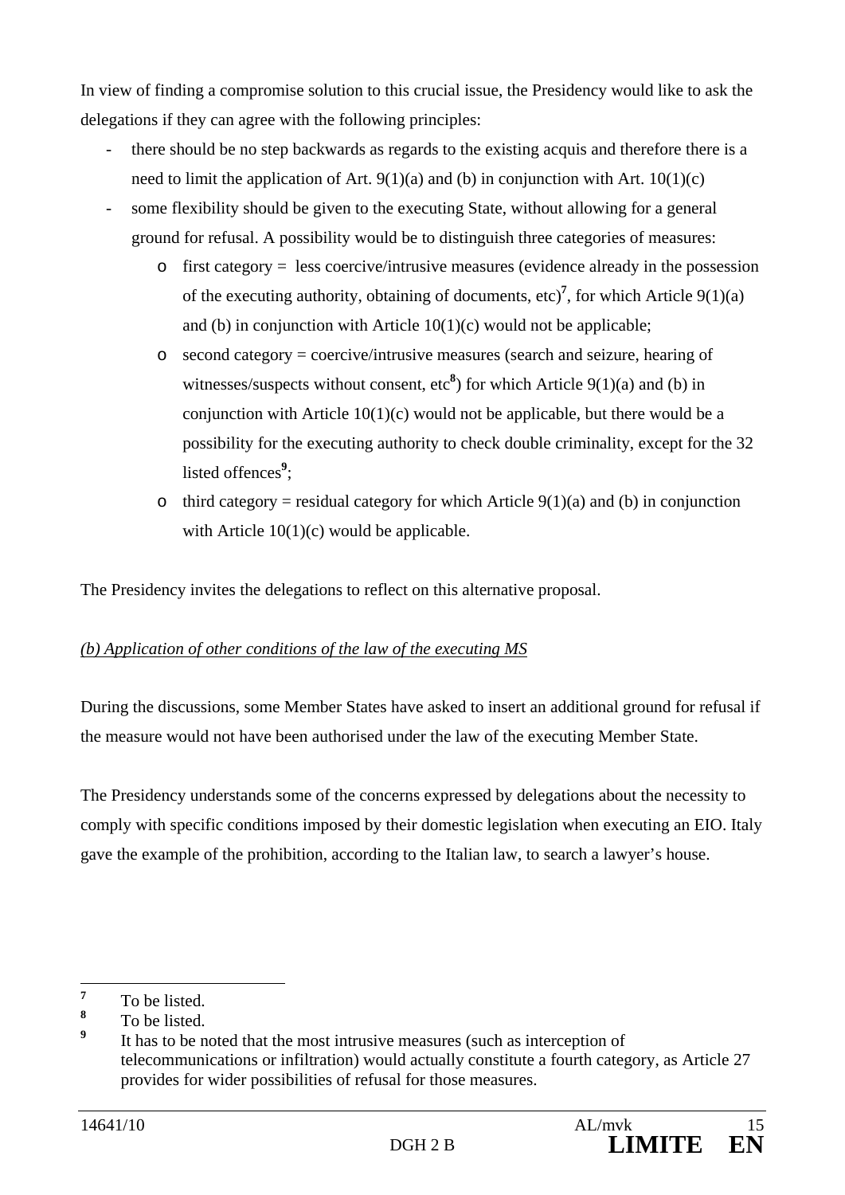In view of finding a compromise solution to this crucial issue, the Presidency would like to ask the delegations if they can agree with the following principles:

- there should be no step backwards as regards to the existing acquis and therefore there is a need to limit the application of Art. 9(1)(a) and (b) in conjunction with Art. 10(1)(c)
- some flexibility should be given to the executing State, without allowing for a general ground for refusal. A possibility would be to distinguish three categories of measures:
  - first category = less coercive/intrusive measures (evidence already in the possession of the executing authority, obtaining of documents, etc)[7], for which Article 9(1)(a) and (b) in conjunction with Article 10(1)(c) would not be applicable;
  - second category = coercive/intrusive measures (search and seizure, hearing of witnesses/suspects without consent, etc[8]) for which Article 9(1)(a) and (b) in conjunction with Article 10(1)(c) would not be applicable, but there would be a possibility for the executing authority to check double criminality, except for the 32 listed offences[9];
  - third category = residual category for which Article 9(1)(a) and (b) in conjunction with Article 10(1)(c) would be applicable.

The Presidency invites the delegations to reflect on this alternative proposal.

*(b) Application of other conditions of the law of the executing MS*

During the discussions, some Member States have asked to insert an additional ground for refusal if the measure would not have been authorised under the law of the executing Member State.

The Presidency understands some of the concerns expressed by delegations about the necessity to comply with specific conditions imposed by their domestic legislation when executing an EIO. Italy gave the example of the prohibition, according to the Italian law, to search a lawyer's house.

---

[7] To be listed.

[8] To be listed.

[9] It has to be noted that the most intrusive measures (such as interception of telecommunications or infiltration) would actually constitute a fourth category, as Article 27 provides for wider possibilities of refusal for those measures.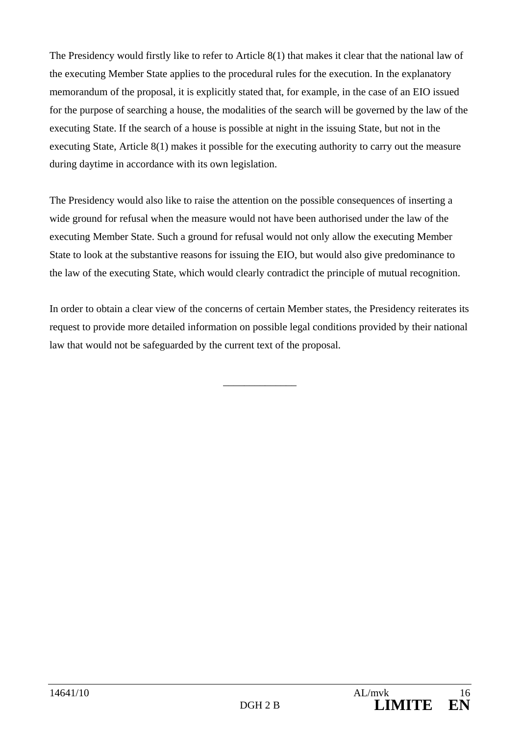The Presidency would firstly like to refer to Article 8(1) that makes it clear that the national law of the executing Member State applies to the procedural rules for the execution. In the explanatory memorandum of the proposal, it is explicitly stated that, for example, in the case of an EIO issued for the purpose of searching a house, the modalities of the search will be governed by the law of the executing State. If the search of a house is possible at night in the issuing State, but not in the executing State, Article 8(1) makes it possible for the executing authority to carry out the measure during daytime in accordance with its own legislation.

The Presidency would also like to raise the attention on the possible consequences of inserting a wide ground for refusal when the measure would not have been authorised under the law of the executing Member State. Such a ground for refusal would not only allow the executing Member State to look at the substantive reasons for issuing the EIO, but would also give predominance to the law of the executing State, which would clearly contradict the principle of mutual recognition.

In order to obtain a clear view of the concerns of certain Member states, the Presidency reiterates its request to provide more detailed information on possible legal conditions provided by their national law that would not be safeguarded by the current text of the proposal.

______________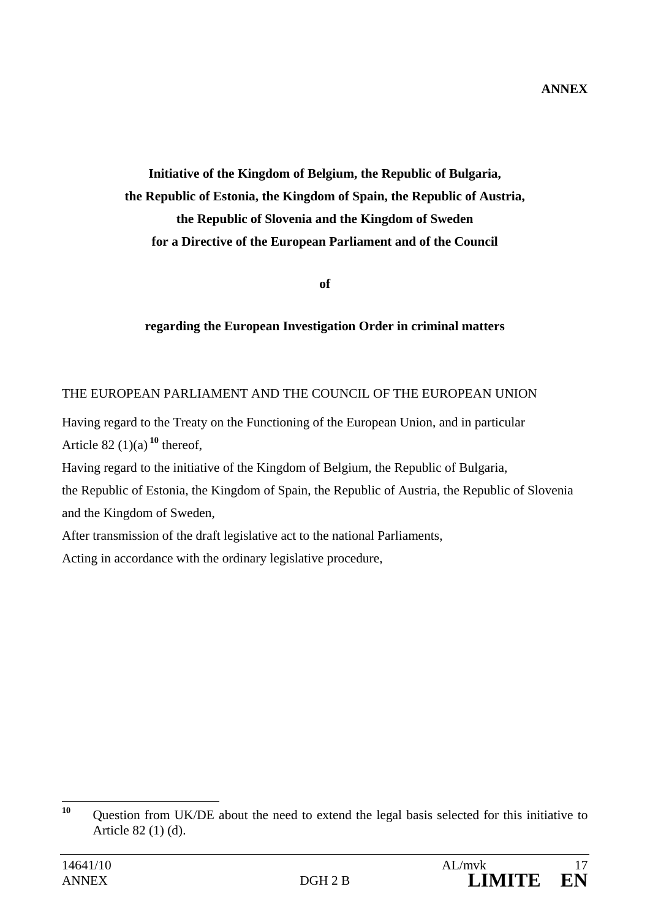**ANNEX**

**Initiative of the Kingdom of Belgium, the Republic of Bulgaria, the Republic of Estonia, the Kingdom of Spain, the Republic of Austria, the Republic of Slovenia and the Kingdom of Sweden for a Directive of the European Parliament and of the Council**

**of**

**regarding the European Investigation Order in criminal matters**

THE EUROPEAN PARLIAMENT AND THE COUNCIL OF THE EUROPEAN UNION

Having regard to the Treaty on the Functioning of the European Union, and in particular Article 82 (1)(a) [10] thereof,

Having regard to the initiative of the Kingdom of Belgium, the Republic of Bulgaria, the Republic of Estonia, the Kingdom of Spain, the Republic of Austria, the Republic of Slovenia and the Kingdom of Sweden,

After transmission of the draft legislative act to the national Parliaments,

Acting in accordance with the ordinary legislative procedure,

---

[10] Question from UK/DE about the need to extend the legal basis selected for this initiative to Article 82 (1) (d).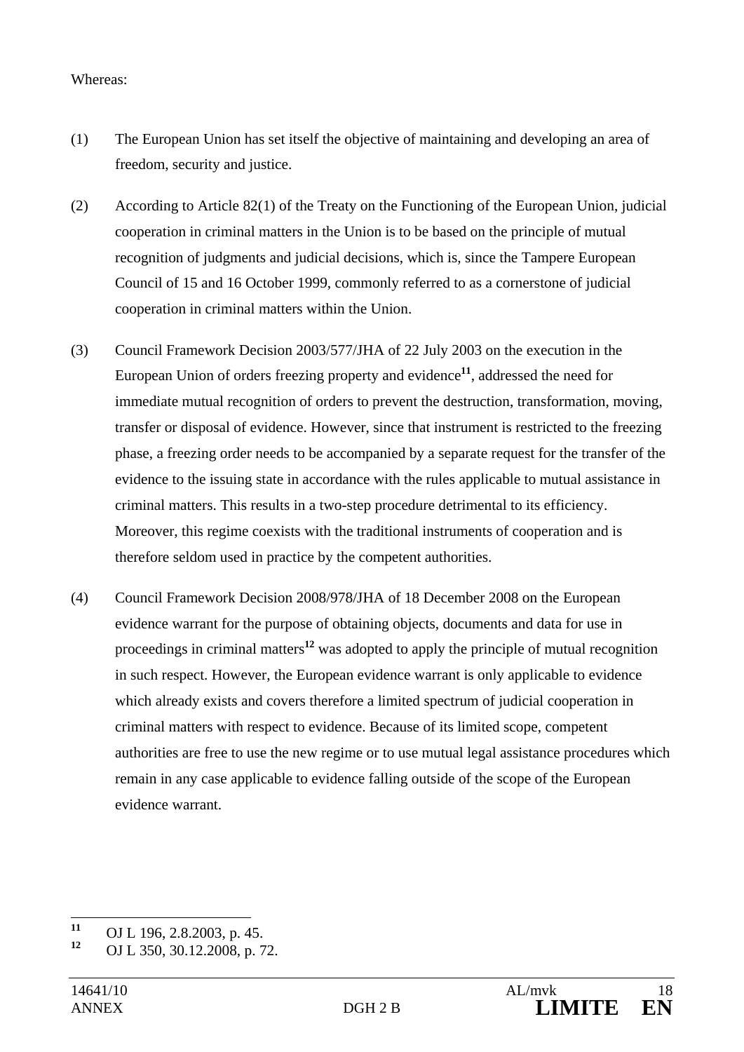Whereas:

(1) The European Union has set itself the objective of maintaining and developing an area of freedom, security and justice.

(2) According to Article 82(1) of the Treaty on the Functioning of the European Union, judicial cooperation in criminal matters in the Union is to be based on the principle of mutual recognition of judgments and judicial decisions, which is, since the Tampere European Council of 15 and 16 October 1999, commonly referred to as a cornerstone of judicial cooperation in criminal matters within the Union.

(3) Council Framework Decision 2003/577/JHA of 22 July 2003 on the execution in the European Union of orders freezing property and evidence[11], addressed the need for immediate mutual recognition of orders to prevent the destruction, transformation, moving, transfer or disposal of evidence. However, since that instrument is restricted to the freezing phase, a freezing order needs to be accompanied by a separate request for the transfer of the evidence to the issuing state in accordance with the rules applicable to mutual assistance in criminal matters. This results in a two-step procedure detrimental to its efficiency. Moreover, this regime coexists with the traditional instruments of cooperation and is therefore seldom used in practice by the competent authorities.

(4) Council Framework Decision 2008/978/JHA of 18 December 2008 on the European evidence warrant for the purpose of obtaining objects, documents and data for use in proceedings in criminal matters[12] was adopted to apply the principle of mutual recognition in such respect. However, the European evidence warrant is only applicable to evidence which already exists and covers therefore a limited spectrum of judicial cooperation in criminal matters with respect to evidence. Because of its limited scope, competent authorities are free to use the new regime or to use mutual legal assistance procedures which remain in any case applicable to evidence falling outside of the scope of the European evidence warrant.

---

[11] OJ L 196, 2.8.2003, p. 45.

[12] OJ L 350, 30.12.2008, p. 72.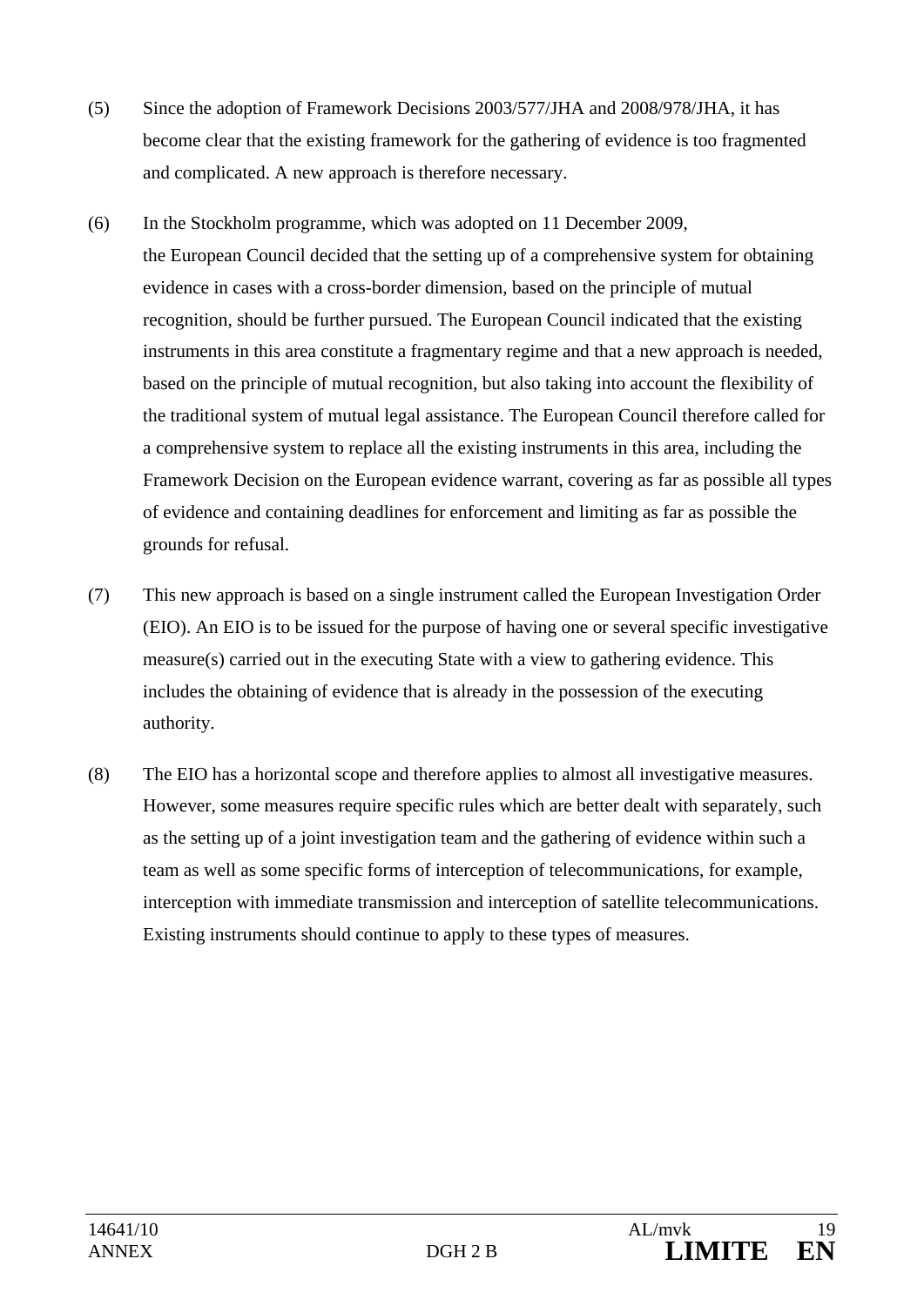(5) Since the adoption of Framework Decisions 2003/577/JHA and 2008/978/JHA, it has become clear that the existing framework for the gathering of evidence is too fragmented and complicated. A new approach is therefore necessary.

(6) In the Stockholm programme, which was adopted on 11 December 2009, the European Council decided that the setting up of a comprehensive system for obtaining evidence in cases with a cross-border dimension, based on the principle of mutual recognition, should be further pursued. The European Council indicated that the existing instruments in this area constitute a fragmentary regime and that a new approach is needed, based on the principle of mutual recognition, but also taking into account the flexibility of the traditional system of mutual legal assistance. The European Council therefore called for a comprehensive system to replace all the existing instruments in this area, including the Framework Decision on the European evidence warrant, covering as far as possible all types of evidence and containing deadlines for enforcement and limiting as far as possible the grounds for refusal.

(7) This new approach is based on a single instrument called the European Investigation Order (EIO). An EIO is to be issued for the purpose of having one or several specific investigative measure(s) carried out in the executing State with a view to gathering evidence. This includes the obtaining of evidence that is already in the possession of the executing authority.

(8) The EIO has a horizontal scope and therefore applies to almost all investigative measures. However, some measures require specific rules which are better dealt with separately, such as the setting up of a joint investigation team and the gathering of evidence within such a team as well as some specific forms of interception of telecommunications, for example, interception with immediate transmission and interception of satellite telecommunications. Existing instruments should continue to apply to these types of measures.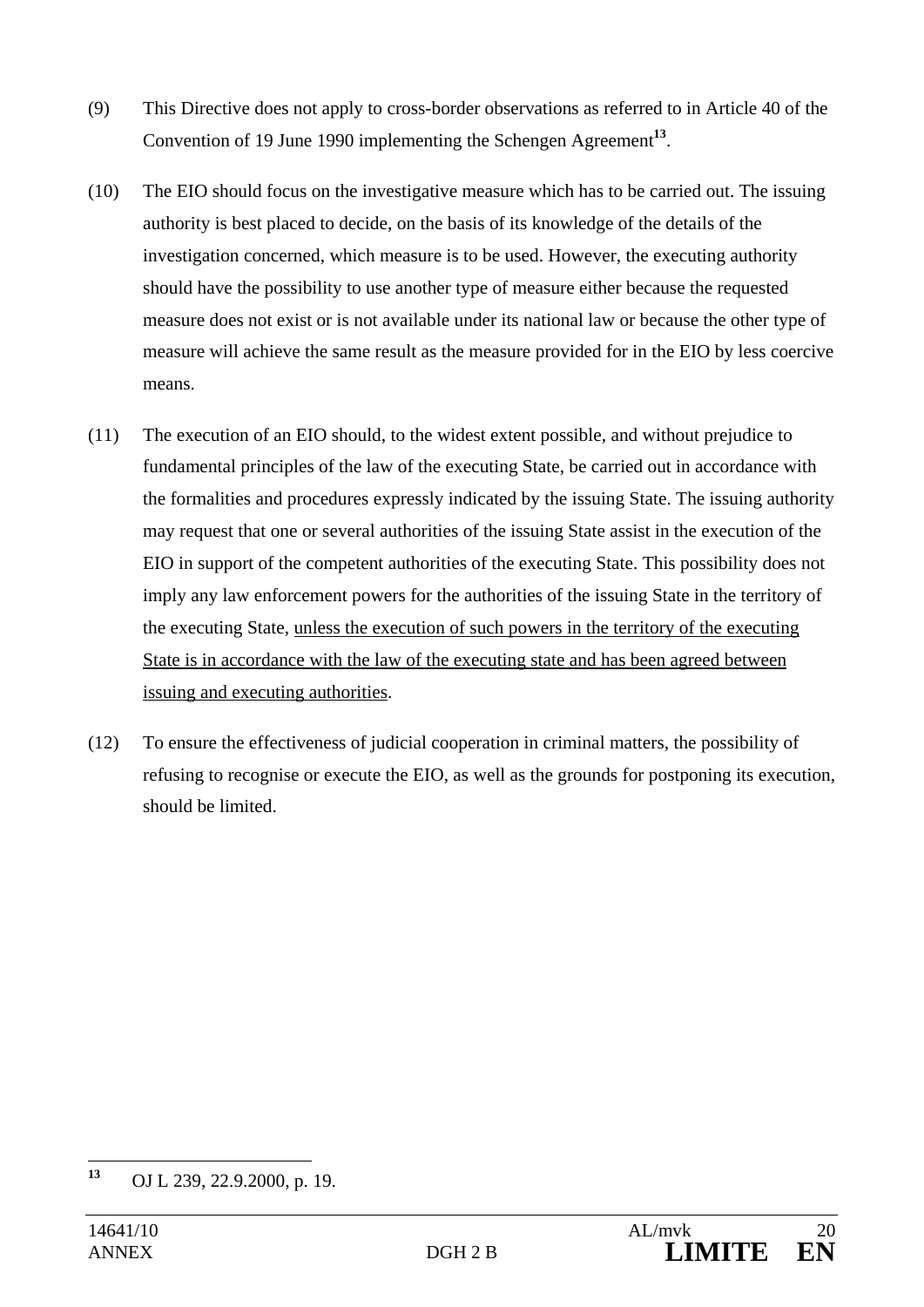(9) This Directive does not apply to cross-border observations as referred to in Article 40 of the Convention of 19 June 1990 implementing the Schengen Agreement[13].

(10) The EIO should focus on the investigative measure which has to be carried out. The issuing authority is best placed to decide, on the basis of its knowledge of the details of the investigation concerned, which measure is to be used. However, the executing authority should have the possibility to use another type of measure either because the requested measure does not exist or is not available under its national law or because the other type of measure will achieve the same result as the measure provided for in the EIO by less coercive means.

(11) The execution of an EIO should, to the widest extent possible, and without prejudice to fundamental principles of the law of the executing State, be carried out in accordance with the formalities and procedures expressly indicated by the issuing State. The issuing authority may request that one or several authorities of the issuing State assist in the execution of the EIO in support of the competent authorities of the executing State. This possibility does not imply any law enforcement powers for the authorities of the issuing State in the territory of the executing State, <u>unless the execution of such powers in the territory of the executing State is in accordance with the law of the executing state and has been agreed between issuing and executing authorities</u>.

(12) To ensure the effectiveness of judicial cooperation in criminal matters, the possibility of refusing to recognise or execute the EIO, as well as the grounds for postponing its execution, should be limited.

---

[13] OJ L 239, 22.9.2000, p. 19.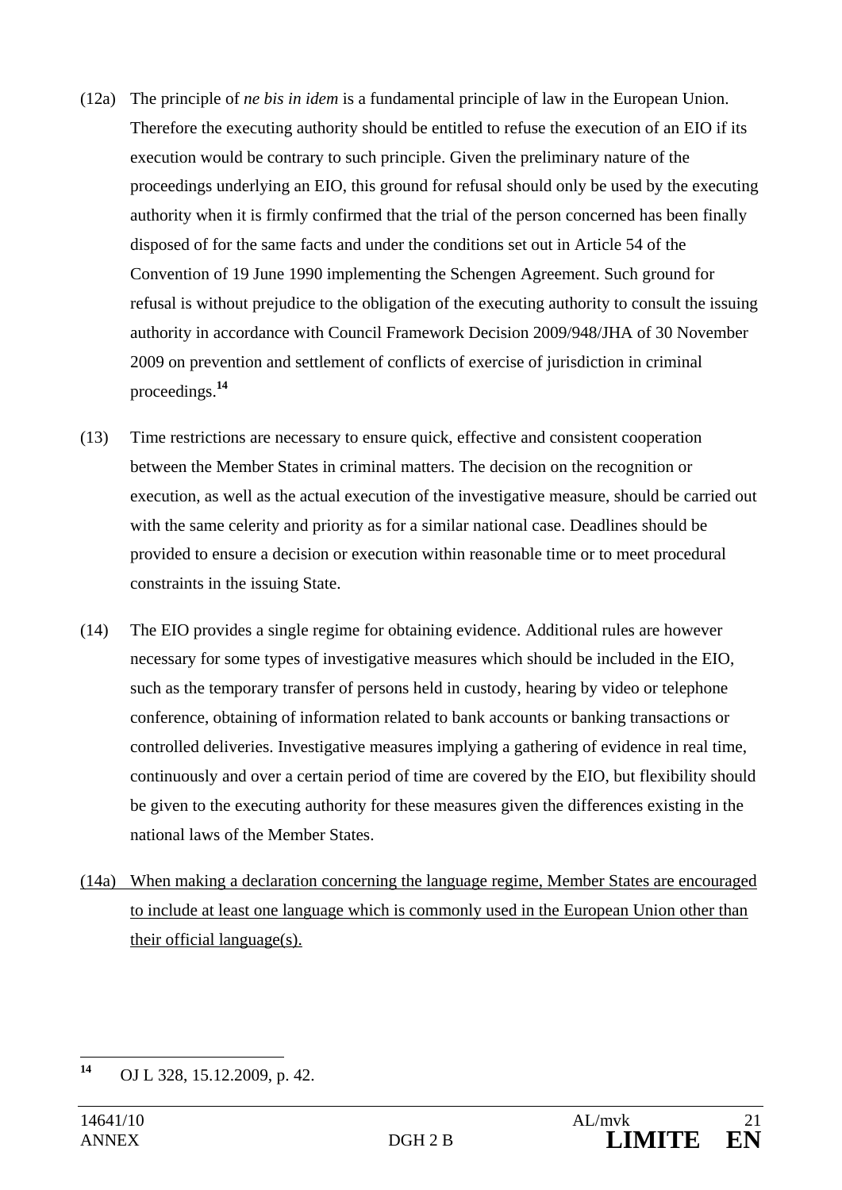(12a) The principle of *ne bis in idem* is a fundamental principle of law in the European Union. Therefore the executing authority should be entitled to refuse the execution of an EIO if its execution would be contrary to such principle. Given the preliminary nature of the proceedings underlying an EIO, this ground for refusal should only be used by the executing authority when it is firmly confirmed that the trial of the person concerned has been finally disposed of for the same facts and under the conditions set out in Article 54 of the Convention of 19 June 1990 implementing the Schengen Agreement. Such ground for refusal is without prejudice to the obligation of the executing authority to consult the issuing authority in accordance with Council Framework Decision 2009/948/JHA of 30 November 2009 on prevention and settlement of conflicts of exercise of jurisdiction in criminal proceedings.[14]

(13) Time restrictions are necessary to ensure quick, effective and consistent cooperation between the Member States in criminal matters. The decision on the recognition or execution, as well as the actual execution of the investigative measure, should be carried out with the same celerity and priority as for a similar national case. Deadlines should be provided to ensure a decision or execution within reasonable time or to meet procedural constraints in the issuing State.

(14) The EIO provides a single regime for obtaining evidence. Additional rules are however necessary for some types of investigative measures which should be included in the EIO, such as the temporary transfer of persons held in custody, hearing by video or telephone conference, obtaining of information related to bank accounts or banking transactions or controlled deliveries. Investigative measures implying a gathering of evidence in real time, continuously and over a certain period of time are covered by the EIO, but flexibility should be given to the executing authority for these measures given the differences existing in the national laws of the Member States.

<u>(14a) When making a declaration concerning the language regime, Member States are encouraged to include at least one language which is commonly used in the European Union other than their official language(s).</u>

---

[14] OJ L 328, 15.12.2009, p. 42.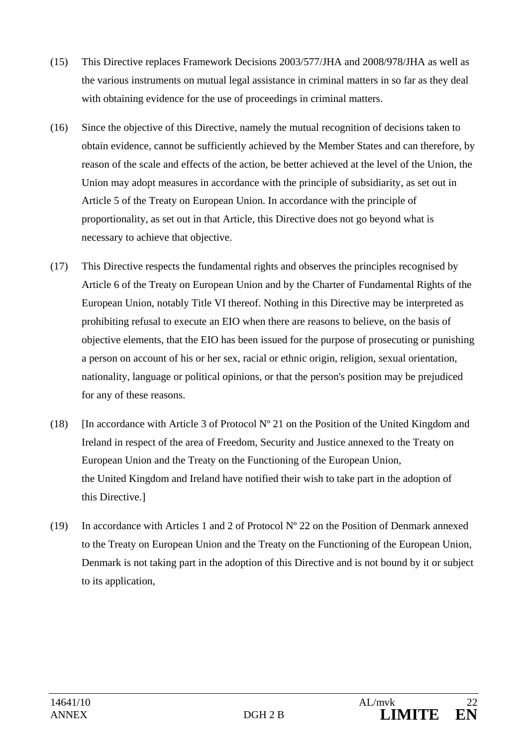(15) This Directive replaces Framework Decisions 2003/577/JHA and 2008/978/JHA as well as the various instruments on mutual legal assistance in criminal matters in so far as they deal with obtaining evidence for the use of proceedings in criminal matters.

(16) Since the objective of this Directive, namely the mutual recognition of decisions taken to obtain evidence, cannot be sufficiently achieved by the Member States and can therefore, by reason of the scale and effects of the action, be better achieved at the level of the Union, the Union may adopt measures in accordance with the principle of subsidiarity, as set out in Article 5 of the Treaty on European Union. In accordance with the principle of proportionality, as set out in that Article, this Directive does not go beyond what is necessary to achieve that objective.

(17) This Directive respects the fundamental rights and observes the principles recognised by Article 6 of the Treaty on European Union and by the Charter of Fundamental Rights of the European Union, notably Title VI thereof. Nothing in this Directive may be interpreted as prohibiting refusal to execute an EIO when there are reasons to believe, on the basis of objective elements, that the EIO has been issued for the purpose of prosecuting or punishing a person on account of his or her sex, racial or ethnic origin, religion, sexual orientation, nationality, language or political opinions, or that the person's position may be prejudiced for any of these reasons.

(18) [In accordance with Article 3 of Protocol Nº 21 on the Position of the United Kingdom and Ireland in respect of the area of Freedom, Security and Justice annexed to the Treaty on European Union and the Treaty on the Functioning of the European Union, the United Kingdom and Ireland have notified their wish to take part in the adoption of this Directive.]

(19) In accordance with Articles 1 and 2 of Protocol Nº 22 on the Position of Denmark annexed to the Treaty on European Union and the Treaty on the Functioning of the European Union, Denmark is not taking part in the adoption of this Directive and is not bound by it or subject to its application,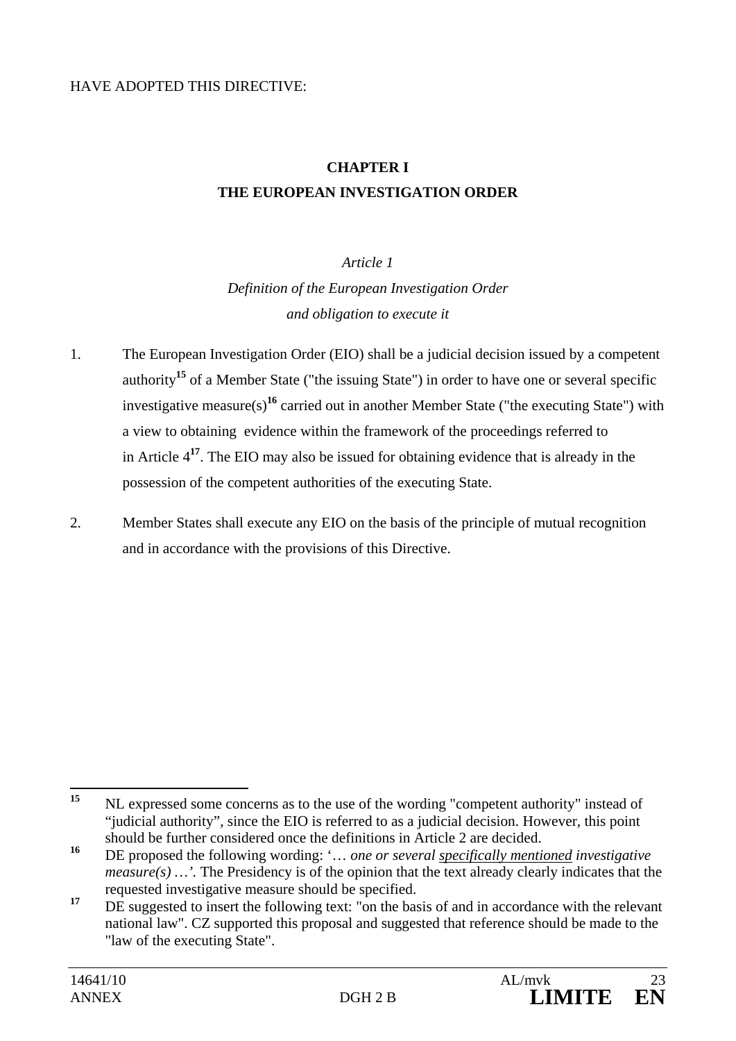HAVE ADOPTED THIS DIRECTIVE:

## CHAPTER I
## THE EUROPEAN INVESTIGATION ORDER

*Article 1*
*Definition of the European Investigation Order and obligation to execute it*

1. The European Investigation Order (EIO) shall be a judicial decision issued by a competent authority[15] of a Member State ("the issuing State") in order to have one or several specific investigative measure(s)[16] carried out in another Member State ("the executing State") with a view to obtaining evidence within the framework of the proceedings referred to in Article 4[17]. The EIO may also be issued for obtaining evidence that is already in the possession of the competent authorities of the executing State.

2. Member States shall execute any EIO on the basis of the principle of mutual recognition and in accordance with the provisions of this Directive.

---

[15] NL expressed some concerns as to the use of the wording "competent authority" instead of "judicial authority", since the EIO is referred to as a judicial decision. However, this point should be further considered once the definitions in Article 2 are decided.

[16] DE proposed the following wording: '… *one or several specifically mentioned investigative measure(s)* …'. The Presidency is of the opinion that the text already clearly indicates that the requested investigative measure should be specified.

[17] DE suggested to insert the following text: "on the basis of and in accordance with the relevant national law". CZ supported this proposal and suggested that reference should be made to the "law of the executing State".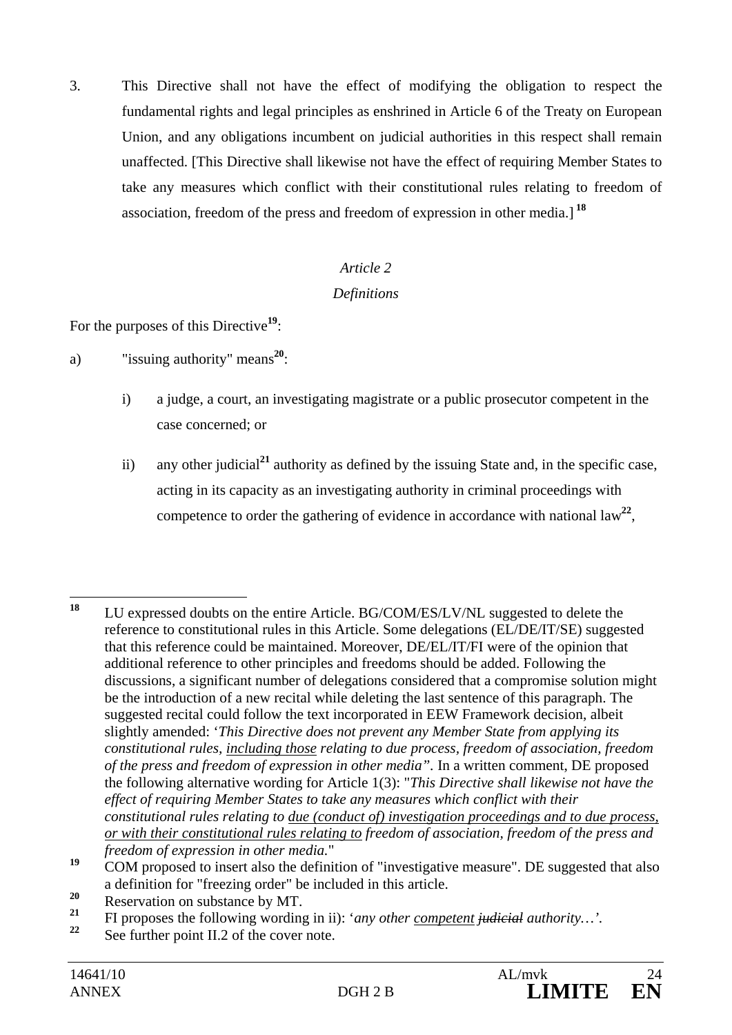3. This Directive shall not have the effect of modifying the obligation to respect the fundamental rights and legal principles as enshrined in Article 6 of the Treaty on European Union, and any obligations incumbent on judicial authorities in this respect shall remain unaffected. [This Directive shall likewise not have the effect of requiring Member States to take any measures which conflict with their constitutional rules relating to freedom of association, freedom of the press and freedom of expression in other media.] [18]

*Article 2*

*Definitions*

For the purposes of this Directive[19]:

a) "issuing authority" means[20]:

 i) a judge, a court, an investigating magistrate or a public prosecutor competent in the case concerned; or

 ii) any other judicial[21] authority as defined by the issuing State and, in the specific case, acting in its capacity as an investigating authority in criminal proceedings with competence to order the gathering of evidence in accordance with national law[22],

---

[18] LU expressed doubts on the entire Article. BG/COM/ES/LV/NL suggested to delete the reference to constitutional rules in this Article. Some delegations (EL/DE/IT/SE) suggested that this reference could be maintained. Moreover, DE/EL/IT/FI were of the opinion that additional reference to other principles and freedoms should be added. Following the discussions, a significant number of delegations considered that a compromise solution might be the introduction of a new recital while deleting the last sentence of this paragraph. The suggested recital could follow the text incorporated in EEW Framework decision, albeit slightly amended: '*This Directive does not prevent any Member State from applying its constitutional rules, <u>including those</u> relating to due process, freedom of association, freedom of the press and freedom of expression in other media"*. In a written comment, DE proposed the following alternative wording for Article 1(3): "*This Directive shall likewise not have the effect of requiring Member States to take any measures which conflict with their constitutional rules relating to <u>due (conduct of) investigation proceedings and to due process, or with their constitutional rules relating to</u> freedom of association, freedom of the press and freedom of expression in other media.*"

[19] COM proposed to insert also the definition of "investigative measure". DE suggested that also a definition for "freezing order" be included in this article.

[20] Reservation on substance by MT.

[21] FI proposes the following wording in ii): '*any other <u>competent</u> ~~judicial~~ authority…*'.

[22] See further point II.2 of the cover note.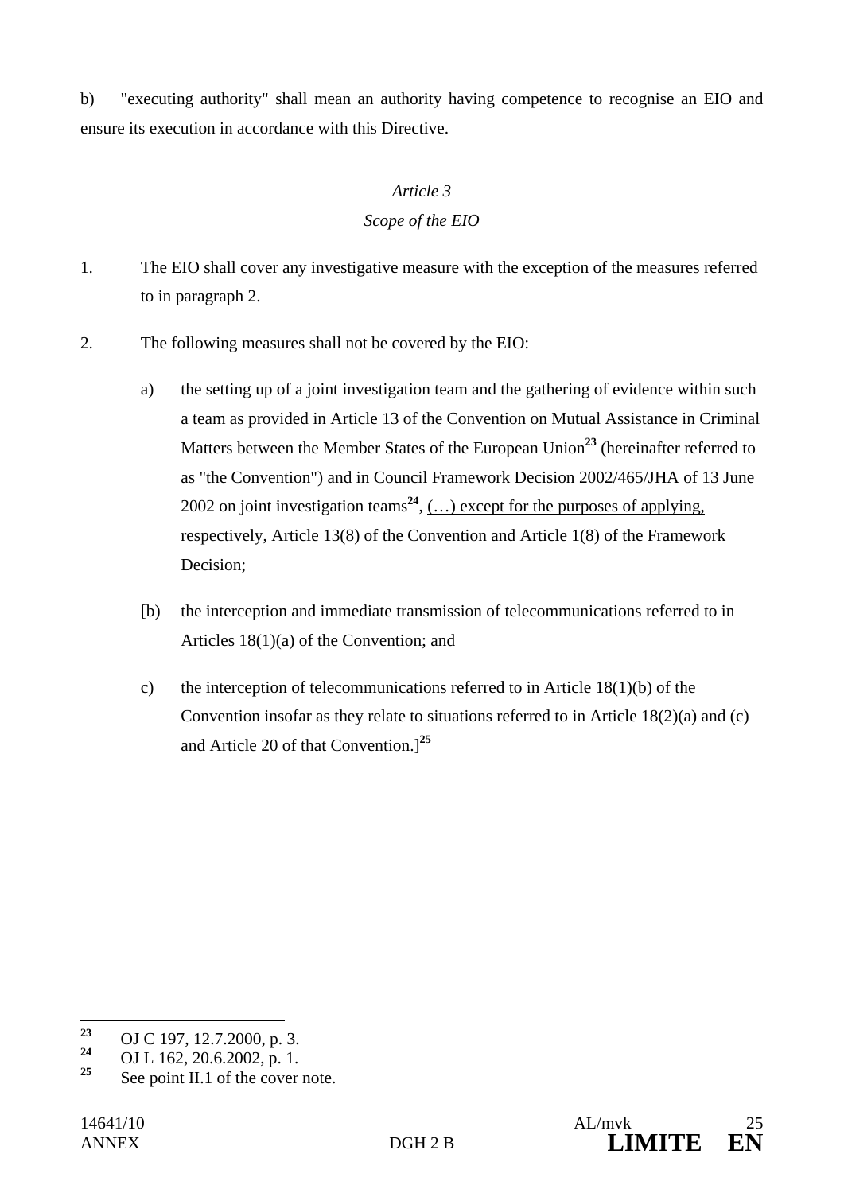b) "executing authority" shall mean an authority having competence to recognise an EIO and ensure its execution in accordance with this Directive.

*Article 3*

*Scope of the EIO*

1. The EIO shall cover any investigative measure with the exception of the measures referred to in paragraph 2.

2. The following measures shall not be covered by the EIO:

   a) the setting up of a joint investigation team and the gathering of evidence within such a team as provided in Article 13 of the Convention on Mutual Assistance in Criminal Matters between the Member States of the European Union[23] (hereinafter referred to as "the Convention") and in Council Framework Decision 2002/465/JHA of 13 June 2002 on joint investigation teams[24], <u>(…) except for the purposes of applying,</u> respectively, Article 13(8) of the Convention and Article 1(8) of the Framework Decision;

   [b) the interception and immediate transmission of telecommunications referred to in Articles 18(1)(a) of the Convention; and

   c) the interception of telecommunications referred to in Article 18(1)(b) of the Convention insofar as they relate to situations referred to in Article 18(2)(a) and (c) and Article 20 of that Convention.][25]

---

[23] OJ C 197, 12.7.2000, p. 3.

[24] OJ L 162, 20.6.2002, p. 1.

[25] See point II.1 of the cover note.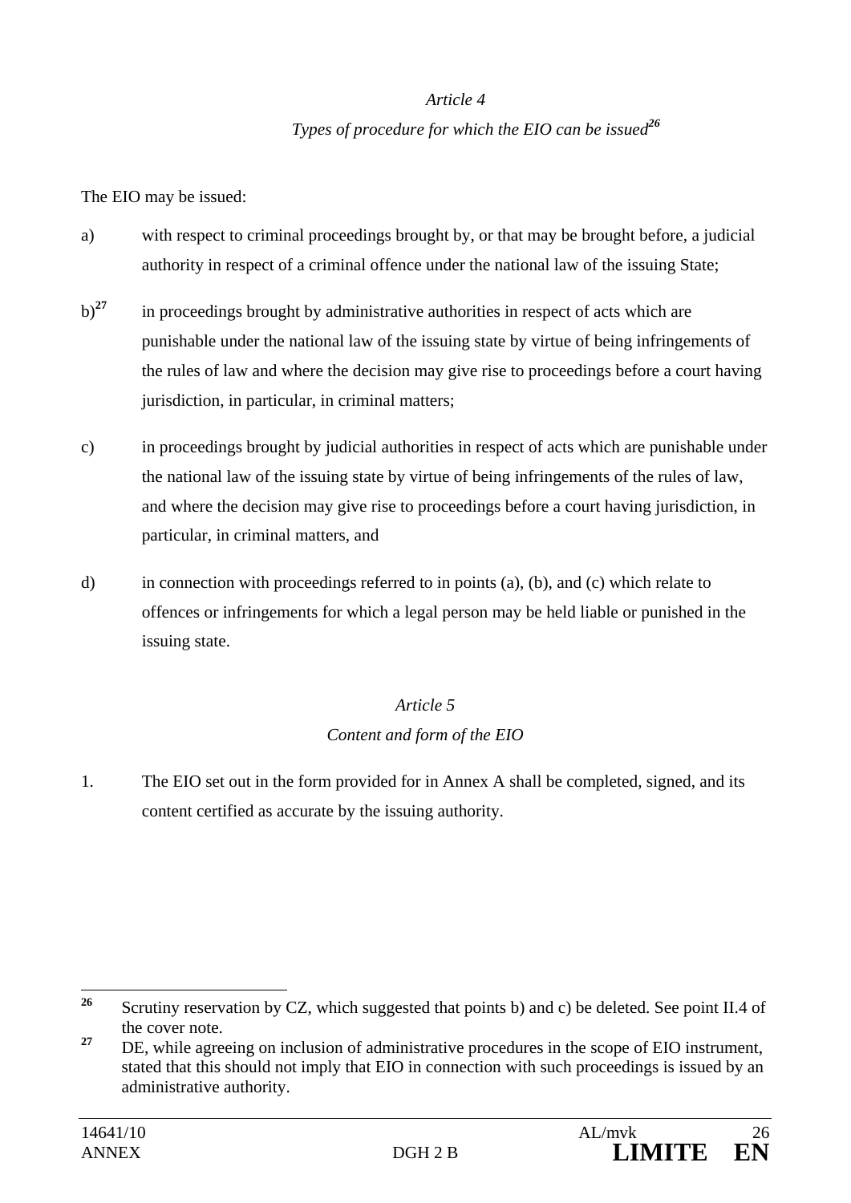*Article 4*

*Types of procedure for which the EIO can be issued*[26]

The EIO may be issued:

a) with respect to criminal proceedings brought by, or that may be brought before, a judicial authority in respect of a criminal offence under the national law of the issuing State;

b)[27] in proceedings brought by administrative authorities in respect of acts which are punishable under the national law of the issuing state by virtue of being infringements of the rules of law and where the decision may give rise to proceedings before a court having jurisdiction, in particular, in criminal matters;

c) in proceedings brought by judicial authorities in respect of acts which are punishable under the national law of the issuing state by virtue of being infringements of the rules of law, and where the decision may give rise to proceedings before a court having jurisdiction, in particular, in criminal matters, and

d) in connection with proceedings referred to in points (a), (b), and (c) which relate to offences or infringements for which a legal person may be held liable or punished in the issuing state.

*Article 5*

*Content and form of the EIO*

1. The EIO set out in the form provided for in Annex A shall be completed, signed, and its content certified as accurate by the issuing authority.

---

[26] Scrutiny reservation by CZ, which suggested that points b) and c) be deleted. See point II.4 of the cover note.

[27] DE, while agreeing on inclusion of administrative procedures in the scope of EIO instrument, stated that this should not imply that EIO in connection with such proceedings is issued by an administrative authority.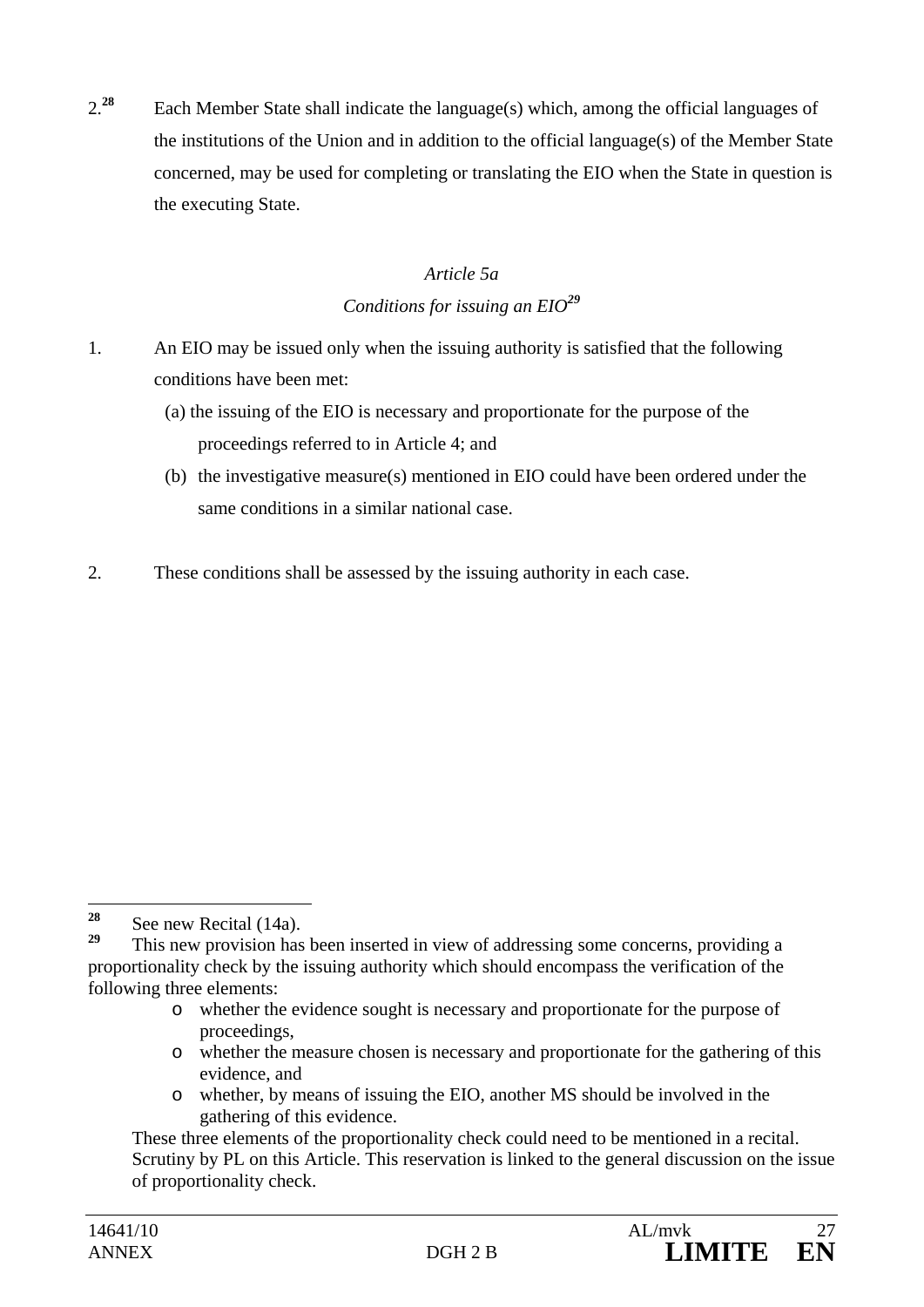2.[28] Each Member State shall indicate the language(s) which, among the official languages of the institutions of the Union and in addition to the official language(s) of the Member State concerned, may be used for completing or translating the EIO when the State in question is the executing State.

*Article 5a*

*Conditions for issuing an EIO*[29]

1. An EIO may be issued only when the issuing authority is satisfied that the following conditions have been met:

   (a) the issuing of the EIO is necessary and proportionate for the purpose of the proceedings referred to in Article 4; and

   (b) the investigative measure(s) mentioned in EIO could have been ordered under the same conditions in a similar national case.

2. These conditions shall be assessed by the issuing authority in each case.

---

[28] See new Recital (14a).

[29] This new provision has been inserted in view of addressing some concerns, providing a proportionality check by the issuing authority which should encompass the verification of the following three elements:

- whether the evidence sought is necessary and proportionate for the purpose of proceedings,
- whether the measure chosen is necessary and proportionate for the gathering of this evidence, and
- whether, by means of issuing the EIO, another MS should be involved in the gathering of this evidence.

These three elements of the proportionality check could need to be mentioned in a recital. Scrutiny by PL on this Article. This reservation is linked to the general discussion on the issue of proportionality check.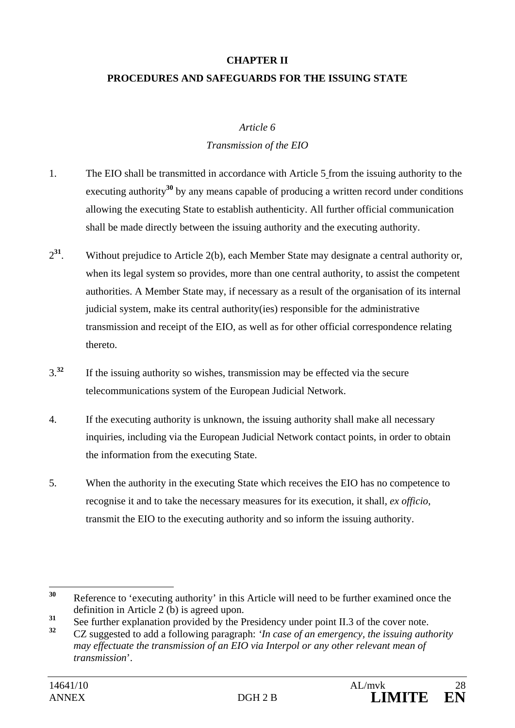# CHAPTER II

# PROCEDURES AND SAFEGUARDS FOR THE ISSUING STATE

*Article 6*

*Transmission of the EIO*

1. The EIO shall be transmitted in accordance with Article 5 from the issuing authority to the executing authority[30] by any means capable of producing a written record under conditions allowing the executing State to establish authenticity. All further official communication shall be made directly between the issuing authority and the executing authority.

2[31]. Without prejudice to Article 2(b), each Member State may designate a central authority or, when its legal system so provides, more than one central authority, to assist the competent authorities. A Member State may, if necessary as a result of the organisation of its internal judicial system, make its central authority(ies) responsible for the administrative transmission and receipt of the EIO, as well as for other official correspondence relating thereto.

3.[32] If the issuing authority so wishes, transmission may be effected via the secure telecommunications system of the European Judicial Network.

4. If the executing authority is unknown, the issuing authority shall make all necessary inquiries, including via the European Judicial Network contact points, in order to obtain the information from the executing State.

5. When the authority in the executing State which receives the EIO has no competence to recognise it and to take the necessary measures for its execution, it shall, *ex officio*, transmit the EIO to the executing authority and so inform the issuing authority.

---

[30] Reference to 'executing authority' in this Article will need to be further examined once the definition in Article 2 (b) is agreed upon.

[31] See further explanation provided by the Presidency under point II.3 of the cover note.

[32] CZ suggested to add a following paragraph: '*In case of an emergency, the issuing authority may effectuate the transmission of an EIO via Interpol or any other relevant mean of transmission*'.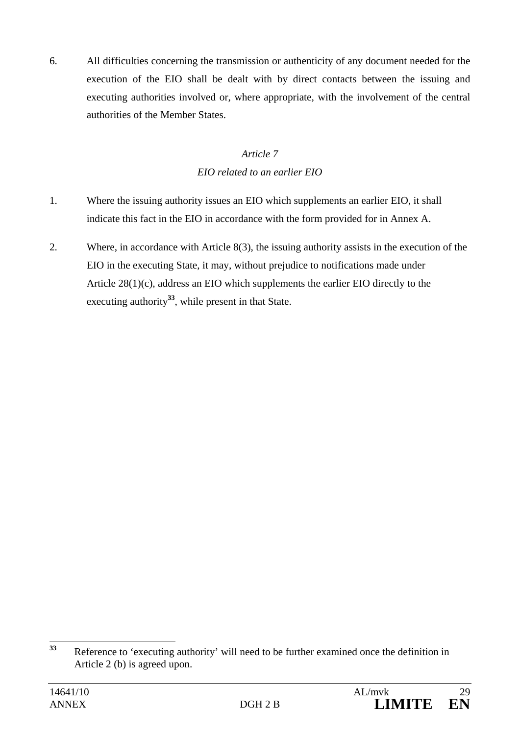6. All difficulties concerning the transmission or authenticity of any document needed for the execution of the EIO shall be dealt with by direct contacts between the issuing and executing authorities involved or, where appropriate, with the involvement of the central authorities of the Member States.

*Article 7*

*EIO related to an earlier EIO*

1. Where the issuing authority issues an EIO which supplements an earlier EIO, it shall indicate this fact in the EIO in accordance with the form provided for in Annex A.

2. Where, in accordance with Article 8(3), the issuing authority assists in the execution of the EIO in the executing State, it may, without prejudice to notifications made under Article 28(1)(c), address an EIO which supplements the earlier EIO directly to the executing authority[33], while present in that State.

---

[33] Reference to 'executing authority' will need to be further examined once the definition in Article 2 (b) is agreed upon.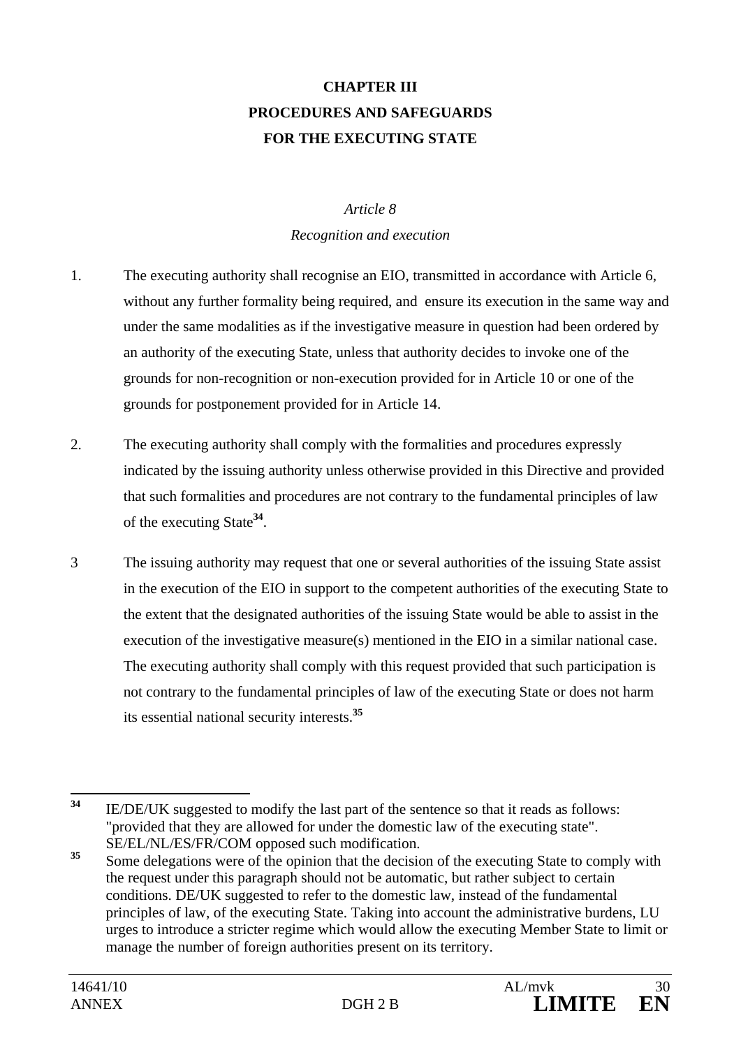# CHAPTER III
# PROCEDURES AND SAFEGUARDS
# FOR THE EXECUTING STATE

### *Article 8*
### *Recognition and execution*

1. The executing authority shall recognise an EIO, transmitted in accordance with Article 6, without any further formality being required, and ensure its execution in the same way and under the same modalities as if the investigative measure in question had been ordered by an authority of the executing State, unless that authority decides to invoke one of the grounds for non-recognition or non-execution provided for in Article 10 or one of the grounds for postponement provided for in Article 14.

2. The executing authority shall comply with the formalities and procedures expressly indicated by the issuing authority unless otherwise provided in this Directive and provided that such formalities and procedures are not contrary to the fundamental principles of law of the executing State[34].

3 The issuing authority may request that one or several authorities of the issuing State assist in the execution of the EIO in support to the competent authorities of the executing State to the extent that the designated authorities of the issuing State would be able to assist in the execution of the investigative measure(s) mentioned in the EIO in a similar national case. The executing authority shall comply with this request provided that such participation is not contrary to the fundamental principles of law of the executing State or does not harm its essential national security interests.[35]

---

[34] IE/DE/UK suggested to modify the last part of the sentence so that it reads as follows: "provided that they are allowed for under the domestic law of the executing state". SE/EL/NL/ES/FR/COM opposed such modification.

[35] Some delegations were of the opinion that the decision of the executing State to comply with the request under this paragraph should not be automatic, but rather subject to certain conditions. DE/UK suggested to refer to the domestic law, instead of the fundamental principles of law, of the executing State. Taking into account the administrative burdens, LU urges to introduce a stricter regime which would allow the executing Member State to limit or manage the number of foreign authorities present on its territory.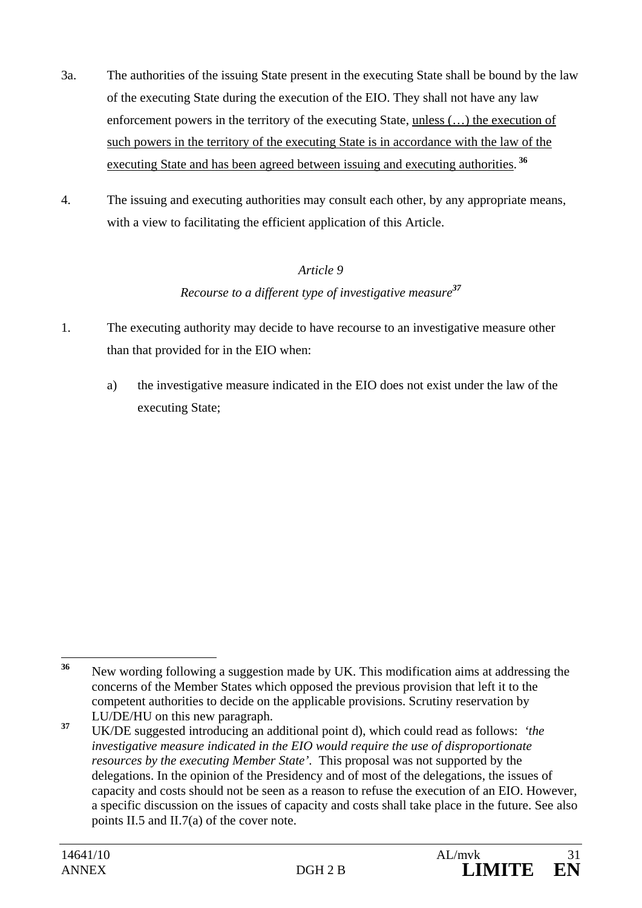3a. The authorities of the issuing State present in the executing State shall be bound by the law of the executing State during the execution of the EIO. They shall not have any law enforcement powers in the territory of the executing State, unless (…) the execution of such powers in the territory of the executing State is in accordance with the law of the executing State and has been agreed between issuing and executing authorities.[36]

4. The issuing and executing authorities may consult each other, by any appropriate means, with a view to facilitating the efficient application of this Article.

*Article 9*

*Recourse to a different type of investigative measure*[37]

1. The executing authority may decide to have recourse to an investigative measure other than that provided for in the EIO when:

   a) the investigative measure indicated in the EIO does not exist under the law of the executing State;

---

[36] New wording following a suggestion made by UK. This modification aims at addressing the concerns of the Member States which opposed the previous provision that left it to the competent authorities to decide on the applicable provisions. Scrutiny reservation by LU/DE/HU on this new paragraph.

[37] UK/DE suggested introducing an additional point d), which could read as follows: *'the investigative measure indicated in the EIO would require the use of disproportionate resources by the executing Member State'*. This proposal was not supported by the delegations. In the opinion of the Presidency and of most of the delegations, the issues of capacity and costs should not be seen as a reason to refuse the execution of an EIO. However, a specific discussion on the issues of capacity and costs shall take place in the future. See also points II.5 and II.7(a) of the cover note.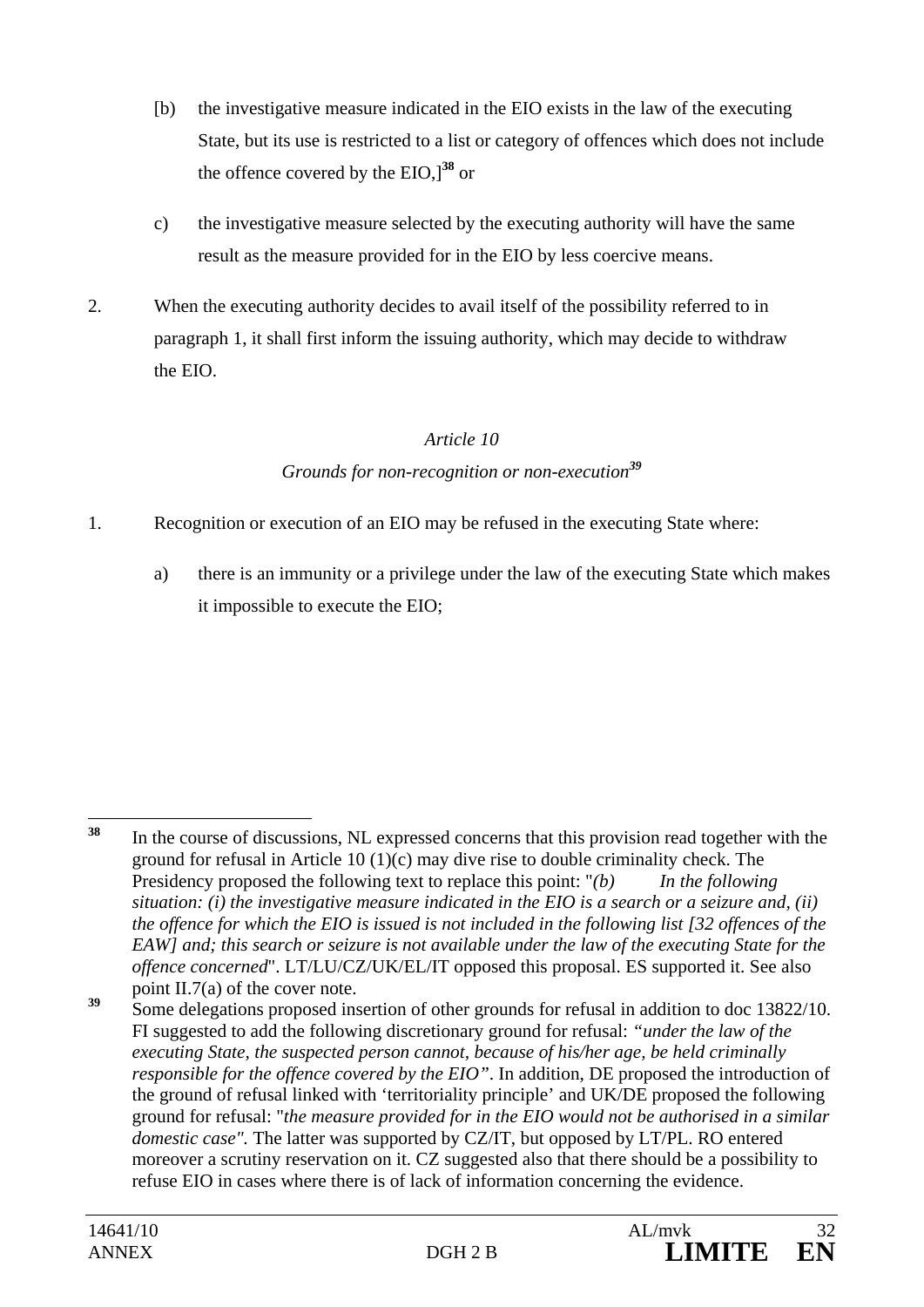[b) the investigative measure indicated in the EIO exists in the law of the executing State, but its use is restricted to a list or category of offences which does not include the offence covered by the EIO,][38] or

c) the investigative measure selected by the executing authority will have the same result as the measure provided for in the EIO by less coercive means.

2. When the executing authority decides to avail itself of the possibility referred to in paragraph 1, it shall first inform the issuing authority, which may decide to withdraw the EIO.

*Article 10*

*Grounds for non-recognition or non-execution*[39]

1. Recognition or execution of an EIO may be refused in the executing State where:

a) there is an immunity or a privilege under the law of the executing State which makes it impossible to execute the EIO;

---

[38] In the course of discussions, NL expressed concerns that this provision read together with the ground for refusal in Article 10 (1)(c) may dive rise to double criminality check. The Presidency proposed the following text to replace this point: "*(b) In the following situation: (i) the investigative measure indicated in the EIO is a search or a seizure and, (ii) the offence for which the EIO is issued is not included in the following list [32 offences of the EAW] and; this search or seizure is not available under the law of the executing State for the offence concerned*". LT/LU/CZ/UK/EL/IT opposed this proposal. ES supported it. See also point II.7(a) of the cover note.

[39] Some delegations proposed insertion of other grounds for refusal in addition to doc 13822/10. FI suggested to add the following discretionary ground for refusal: *"under the law of the executing State, the suspected person cannot, because of his/her age, be held criminally responsible for the offence covered by the EIO"*. In addition, DE proposed the introduction of the ground of refusal linked with 'territoriality principle' and UK/DE proposed the following ground for refusal: "*the measure provided for in the EIO would not be authorised in a similar domestic case"*. The latter was supported by CZ/IT, but opposed by LT/PL. RO entered moreover a scrutiny reservation on it. CZ suggested also that there should be a possibility to refuse EIO in cases where there is of lack of information concerning the evidence.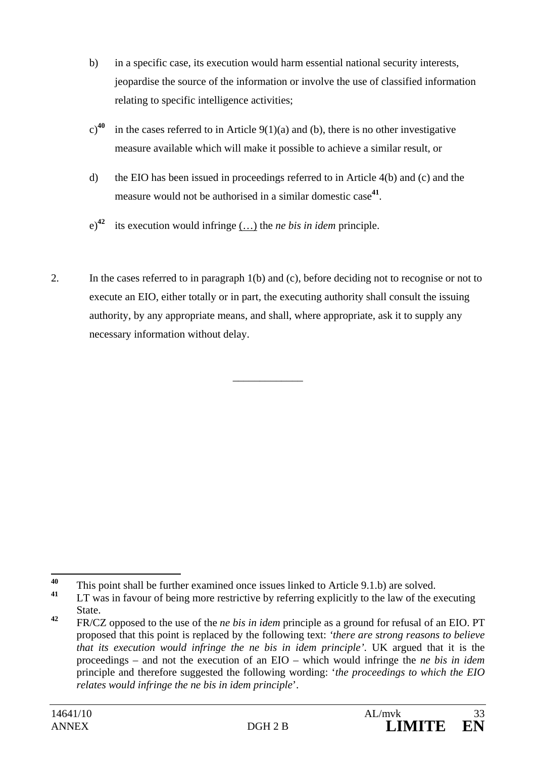b) in a specific case, its execution would harm essential national security interests, jeopardise the source of the information or involve the use of classified information relating to specific intelligence activities;

c)[40] in the cases referred to in Article 9(1)(a) and (b), there is no other investigative measure available which will make it possible to achieve a similar result, or

d) the EIO has been issued in proceedings referred to in Article 4(b) and (c) and the measure would not be authorised in a similar domestic case[41].

e)[42] its execution would infringe (…) the *ne bis in idem* principle.

2. In the cases referred to in paragraph 1(b) and (c), before deciding not to recognise or not to execute an EIO, either totally or in part, the executing authority shall consult the issuing authority, by any appropriate means, and shall, where appropriate, ask it to supply any necessary information without delay.

\_\_\_\_\_\_\_\_\_\_\_\_\_

[40] This point shall be further examined once issues linked to Article 9.1.b) are solved.

[41] LT was in favour of being more restrictive by referring explicitly to the law of the executing State.

[42] FR/CZ opposed to the use of the *ne bis in idem* principle as a ground for refusal of an EIO. PT proposed that this point is replaced by the following text: '*there are strong reasons to believe that its execution would infringe the ne bis in idem principle'*. UK argued that it is the proceedings – and not the execution of an EIO – which would infringe the *ne bis in idem* principle and therefore suggested the following wording: '*the proceedings to which the EIO relates would infringe the ne bis in idem principle*'.